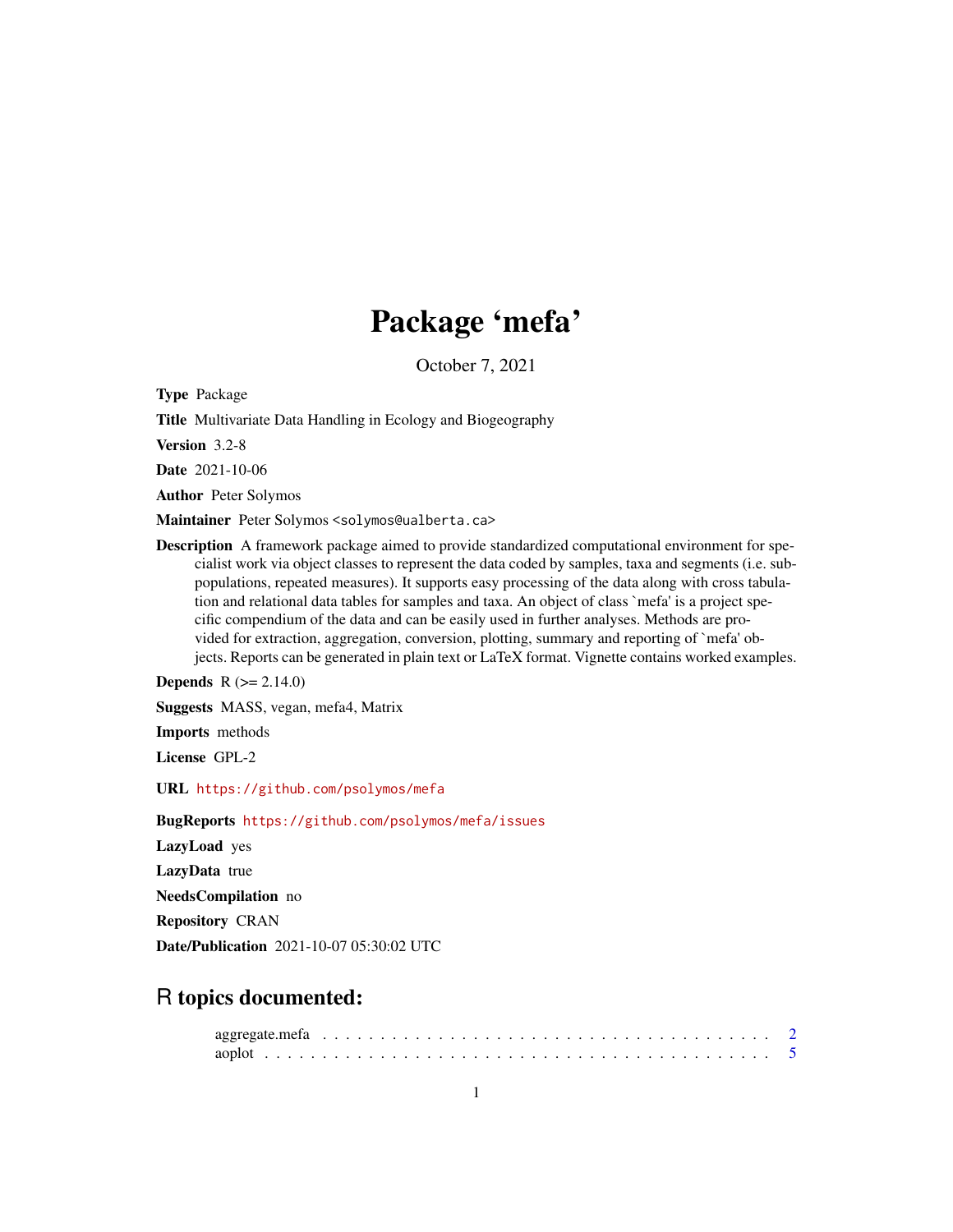# Package 'mefa'

October 7, 2021

**Type** Package

**Title** Multivariate Data Handling in Ecology and Biogeography

**Version** 3.2-8

**Date** 2021-10-06

**Author** Peter Solymos

**Maintainer** Peter Solymos <solymos@ualberta.ca>

**Description** A framework package aimed to provide standardized computational environment for specialist work via object classes to represent the data coded by samples, taxa and segments (i.e. subpopulations, repeated measures). It supports easy processing of the data along with cross tabulation and relational data tables for samples and taxa. An object of class `mefa' is a project specific compendium of the data and can be easily used in further analyses. Methods are provided for extraction, aggregation, conversion, plotting, summary and reporting of `mefa' objects. Reports can be generated in plain text or LaTeX format. Vignette contains worked examples.

**Depends** R (>= 2.14.0)

**Suggests** MASS, vegan, mefa4, Matrix

**Imports** methods

**License** GPL-2

**URL** https://github.com/psolymos/mefa

**BugReports** https://github.com/psolymos/mefa/issues

**LazyLoad** yes

**LazyData** true

**NeedsCompilation** no

**Repository** CRAN

**Date/Publication** 2021-10-07 05:30:02 UTC

## R topics documented:

aggregate.mefa . . . . . . . . . . . . . . . . . . . . . . . . . . . . . . . . . . . . . . 2
aoplot . . . . . . . . . . . . . . . . . . . . . . . . . . . . . . . . . . . . . . . . . . . 5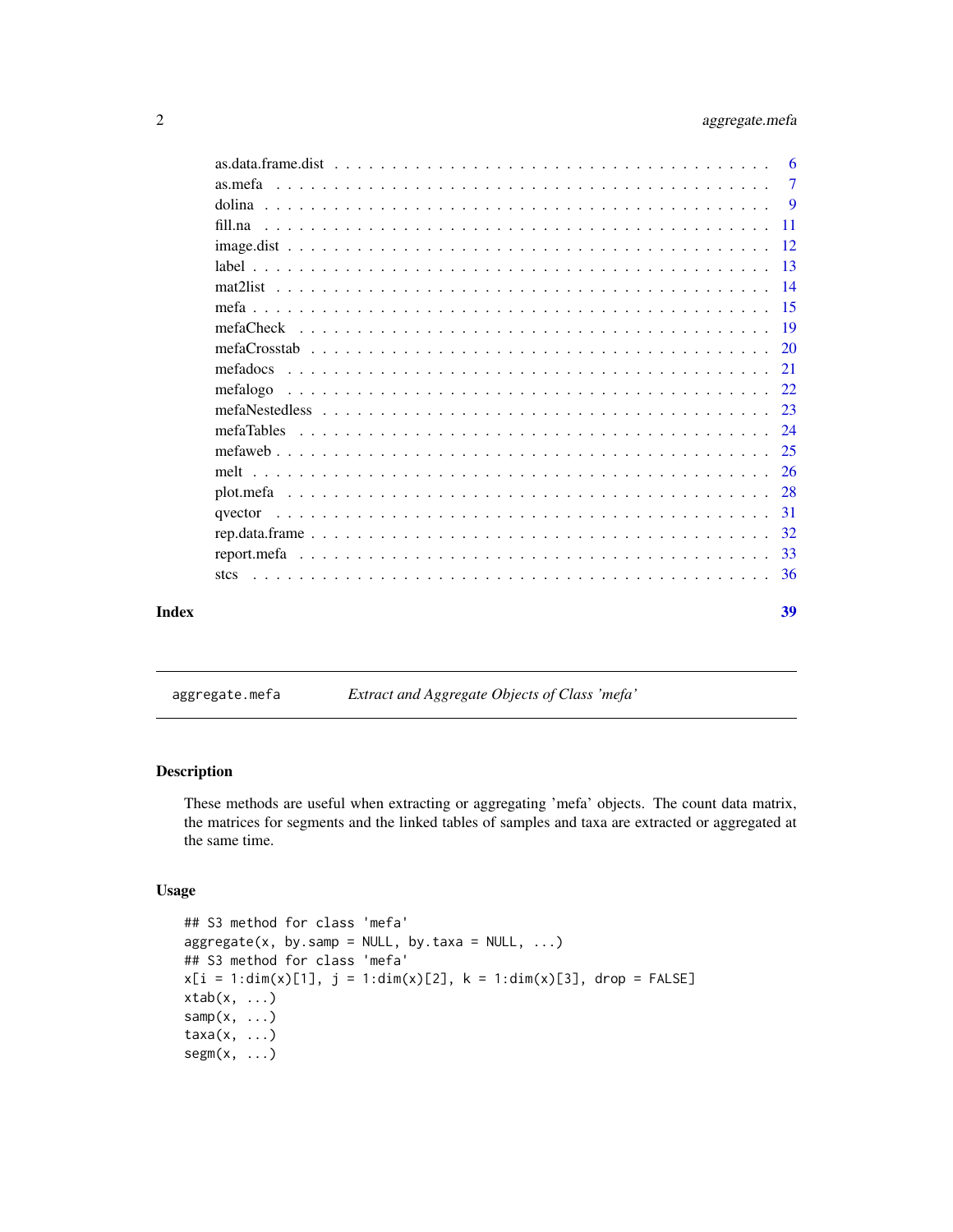as.data.frame.dist . . . . . . . . . . . . . . . . . . . . . . . . . . . . . . . . . . . 6
as.mefa . . . . . . . . . . . . . . . . . . . . . . . . . . . . . . . . . . . . . . . . 7
dolina . . . . . . . . . . . . . . . . . . . . . . . . . . . . . . . . . . . . . . . . . 9
fill.na . . . . . . . . . . . . . . . . . . . . . . . . . . . . . . . . . . . . . . . . . 11
image.dist . . . . . . . . . . . . . . . . . . . . . . . . . . . . . . . . . . . . . . . 12
label . . . . . . . . . . . . . . . . . . . . . . . . . . . . . . . . . . . . . . . . . 13
mat2list . . . . . . . . . . . . . . . . . . . . . . . . . . . . . . . . . . . . . . . . 14
mefa . . . . . . . . . . . . . . . . . . . . . . . . . . . . . . . . . . . . . . . . . 15
mefaCheck . . . . . . . . . . . . . . . . . . . . . . . . . . . . . . . . . . . . . . . 19
mefaCrosstab . . . . . . . . . . . . . . . . . . . . . . . . . . . . . . . . . . . . . . 20
mefadocs . . . . . . . . . . . . . . . . . . . . . . . . . . . . . . . . . . . . . . . . 21
mefalogo . . . . . . . . . . . . . . . . . . . . . . . . . . . . . . . . . . . . . . . . 22
mefaNestedless . . . . . . . . . . . . . . . . . . . . . . . . . . . . . . . . . . . . . 23
mefaTables . . . . . . . . . . . . . . . . . . . . . . . . . . . . . . . . . . . . . . . 24
mefaweb . . . . . . . . . . . . . . . . . . . . . . . . . . . . . . . . . . . . . . . . 25
melt . . . . . . . . . . . . . . . . . . . . . . . . . . . . . . . . . . . . . . . . . . 26
plot.mefa . . . . . . . . . . . . . . . . . . . . . . . . . . . . . . . . . . . . . . . 28
qvector . . . . . . . . . . . . . . . . . . . . . . . . . . . . . . . . . . . . . . . . 31
rep.data.frame . . . . . . . . . . . . . . . . . . . . . . . . . . . . . . . . . . . . . 32
report.mefa . . . . . . . . . . . . . . . . . . . . . . . . . . . . . . . . . . . . . . . 33
stcs . . . . . . . . . . . . . . . . . . . . . . . . . . . . . . . . . . . . . . . . . . 36

**Index** **39**

---

`aggregate.mefa` *Extract and Aggregate Objects of Class 'mefa'*

---

## Description

These methods are useful when extracting or aggregating 'mefa' objects. The count data matrix, the matrices for segments and the linked tables of samples and taxa are extracted or aggregated at the same time.

## Usage

```
## S3 method for class 'mefa'
aggregate(x, by.samp = NULL, by.taxa = NULL, ...)
## S3 method for class 'mefa'
x[i = 1:dim(x)[1], j = 1:dim(x)[2], k = 1:dim(x)[3], drop = FALSE]
xtab(x, ...)
samp(x, ...)
taxa(x, ...)
segm(x, ...)
```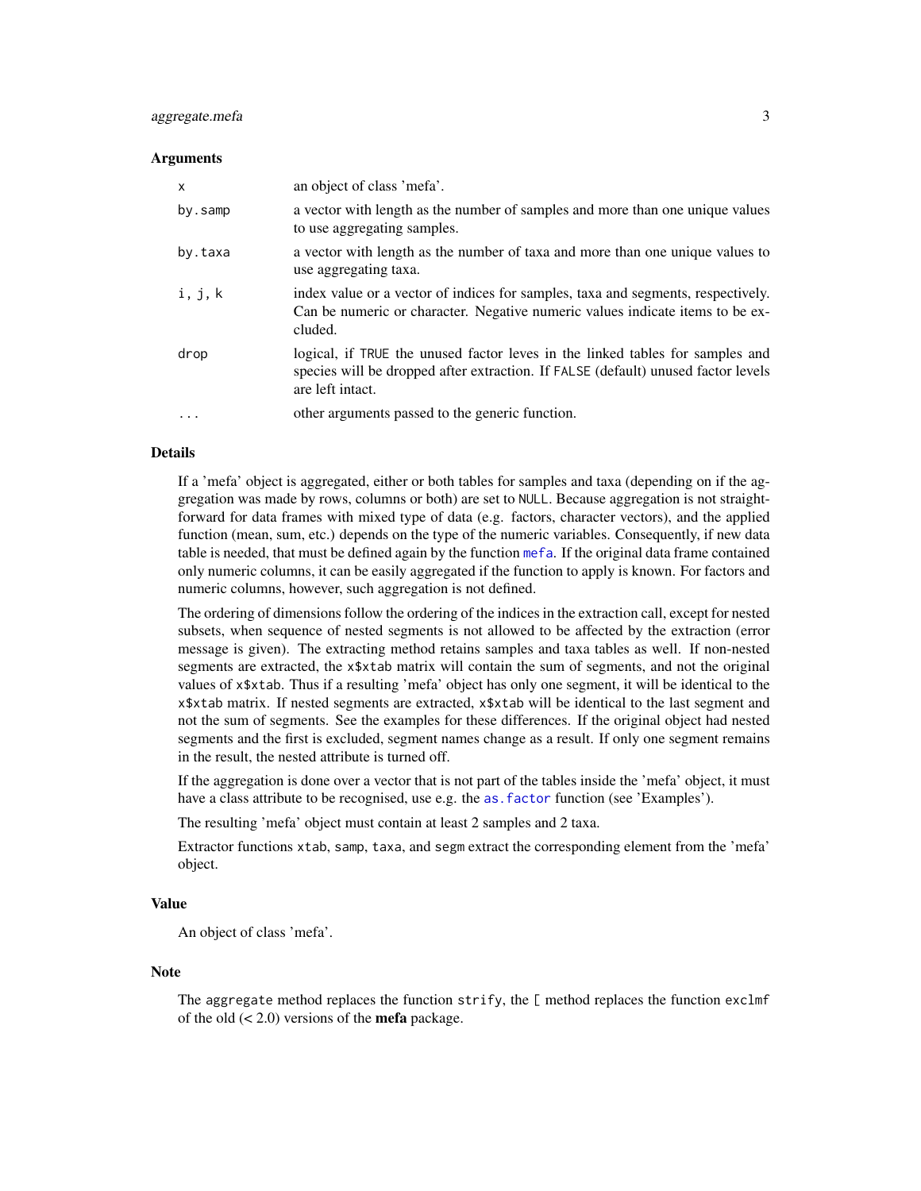### Arguments

| | |
|---|---|
| `x` | an object of class 'mefa'. |
| `by.samp` | a vector with length as the number of samples and more than one unique values to use aggregating samples. |
| `by.taxa` | a vector with length as the number of taxa and more than one unique values to use aggregating taxa. |
| `i, j, k` | index value or a vector of indices for samples, taxa and segments, respectively. Can be numeric or character. Negative numeric values indicate items to be excluded. |
| `drop` | logical, if `TRUE` the unused factor leves in the linked tables for samples and species will be dropped after extraction. If `FALSE` (default) unused factor levels are left intact. |
| `...` | other arguments passed to the generic function. |

### Details

If a 'mefa' object is aggregated, either or both tables for samples and taxa (depending on if the aggregation was made by rows, columns or both) are set to `NULL`. Because aggregation is not straightforward for data frames with mixed type of data (e.g. factors, character vectors), and the applied function (mean, sum, etc.) depends on the type of the numeric variables. Consequently, if new data table is needed, that must be defined again by the function `mefa`. If the original data frame contained only numeric columns, it can be easily aggregated if the function to apply is known. For factors and numeric columns, however, such aggregation is not defined.

The ordering of dimensions follow the ordering of the indices in the extraction call, except for nested subsets, when sequence of nested segments is not allowed to be affected by the extraction (error message is given). The extracting method retains samples and taxa tables as well. If non-nested segments are extracted, the `x$xtab` matrix will contain the sum of segments, and not the original values of `x$xtab`. Thus if a resulting 'mefa' object has only one segment, it will be identical to the `x$xtab` matrix. If nested segments are extracted, `x$xtab` will be identical to the last segment and not the sum of segments. See the examples for these differences. If the original object had nested segments and the first is excluded, segment names change as a result. If only one segment remains in the result, the nested attribute is turned off.

If the aggregation is done over a vector that is not part of the tables inside the 'mefa' object, it must have a class attribute to be recognised, use e.g. the `as.factor` function (see 'Examples').

The resulting 'mefa' object must contain at least 2 samples and 2 taxa.

Extractor functions `xtab`, `samp`, `taxa`, and `segm` extract the corresponding element from the 'mefa' object.

### Value

An object of class 'mefa'.

### Note

The `aggregate` method replaces the function `strify`, the `[` method replaces the function `exclmf` of the old (< 2.0) versions of the **mefa** package.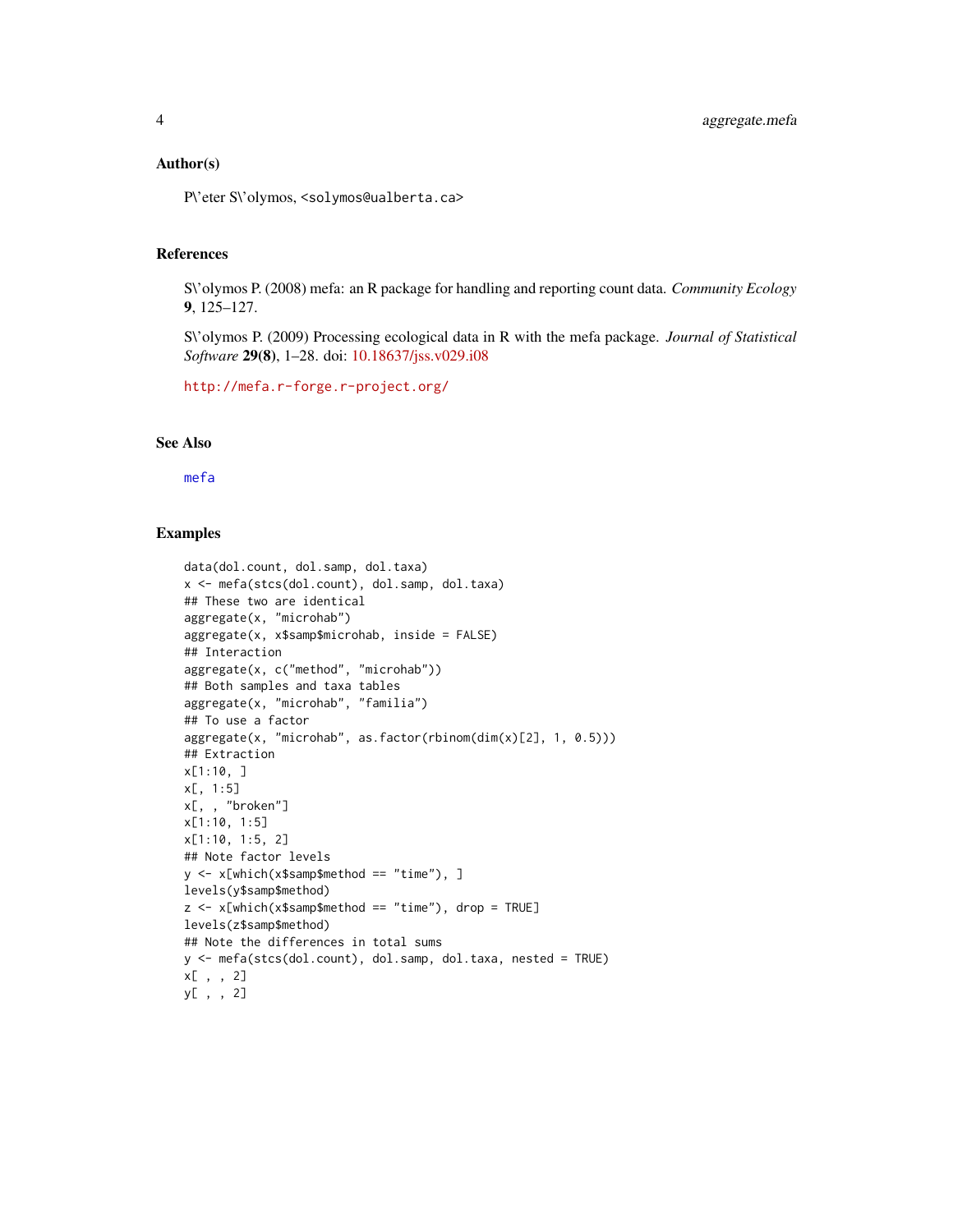### Author(s)

P\'eter S\'olymos, <solymos@ualberta.ca>

### References

S\'olymos P. (2008) mefa: an R package for handling and reporting count data. *Community Ecology* **9**, 125–127.

S\'olymos P. (2009) Processing ecological data in R with the mefa package. *Journal of Statistical Software* **29(8)**, 1–28. doi: 10.18637/jss.v029.i08

http://mefa.r-forge.r-project.org/

### See Also

mefa

### Examples

```
data(dol.count, dol.samp, dol.taxa)
x <- mefa(stcs(dol.count), dol.samp, dol.taxa)
## These two are identical
aggregate(x, "microhab")
aggregate(x, x$samp$microhab, inside = FALSE)
## Interaction
aggregate(x, c("method", "microhab"))
## Both samples and taxa tables
aggregate(x, "microhab", "familia")
## To use a factor
aggregate(x, "microhab", as.factor(rbinom(dim(x)[2], 1, 0.5)))
## Extraction
x[1:10, ]
x[, 1:5]
x[, , "broken"]
x[1:10, 1:5]
x[1:10, 1:5, 2]
## Note factor levels
y <- x[which(x$samp$method == "time"), ]
levels(y$samp$method)
z <- x[which(x$samp$method == "time"), drop = TRUE]
levels(z$samp$method)
## Note the differences in total sums
y <- mefa(stcs(dol.count), dol.samp, dol.taxa, nested = TRUE)
x[ , , 2]
y[ , , 2]
```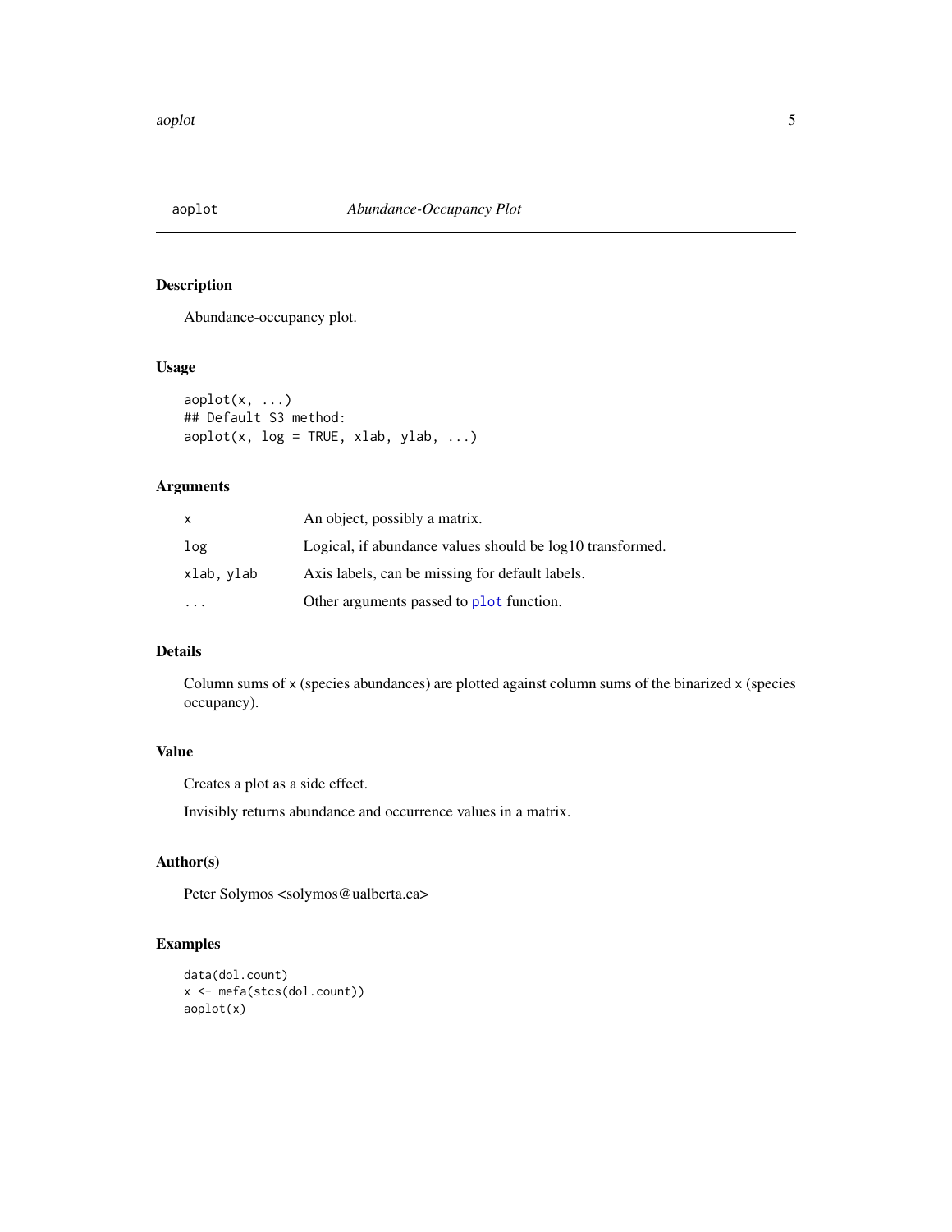# aoplot *Abundance-Occupancy Plot*

## Description

Abundance-occupancy plot.

## Usage

```
aoplot(x, ...)
## Default S3 method:
aoplot(x, log = TRUE, xlab, ylab, ...)
```

## Arguments

| | |
|---|---|
| x | An object, possibly a matrix. |
| log | Logical, if abundance values should be log10 transformed. |
| xlab, ylab | Axis labels, can be missing for default labels. |
| ... | Other arguments passed to plot function. |

## Details

Column sums of x (species abundances) are plotted against column sums of the binarized x (species occupancy).

## Value

Creates a plot as a side effect.

Invisibly returns abundance and occurrence values in a matrix.

## Author(s)

Peter Solymos <solymos@ualberta.ca>

## Examples

```
data(dol.count)
x <- mefa(stcs(dol.count))
aoplot(x)
```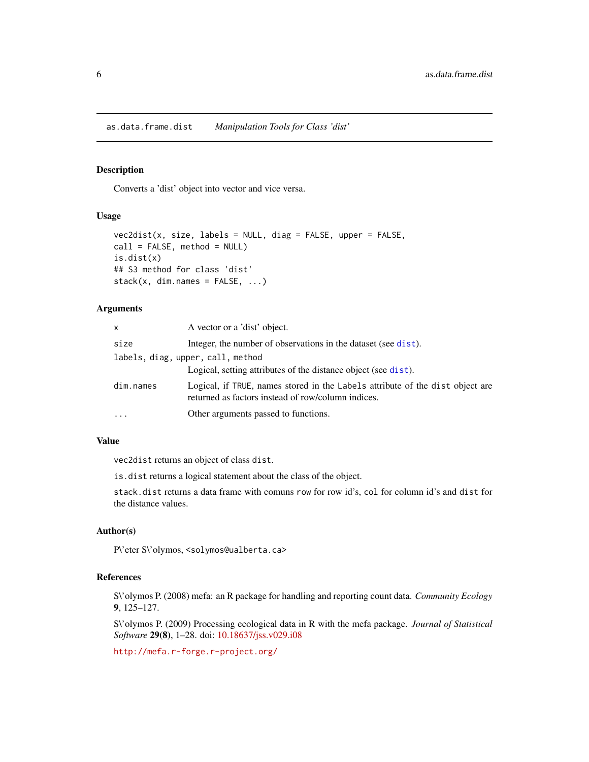as.data.frame.dist    *Manipulation Tools for Class 'dist'*

## Description

Converts a 'dist' object into vector and vice versa.

## Usage

```
vec2dist(x, size, labels = NULL, diag = FALSE, upper = FALSE,
call = FALSE, method = NULL)
is.dist(x)
## S3 method for class 'dist'
stack(x, dim.names = FALSE, ...)
```

## Arguments

| | |
|---|---|
| `x` | A vector or a 'dist' object. |
| `size` | Integer, the number of observations in the dataset (see `dist`). |
| `labels, diag, upper, call, method` | Logical, setting attributes of the distance object (see `dist`). |
| `dim.names` | Logical, if `TRUE`, names stored in the `Labels` attribute of the `dist` object are returned as factors instead of row/column indices. |
| `...` | Other arguments passed to functions. |

## Value

`vec2dist` returns an object of class `dist`.

`is.dist` returns a logical statement about the class of the object.

`stack.dist` returns a data frame with comuns `row` for row id's, `col` for column id's and `dist` for the distance values.

## Author(s)

P\'eter S\'olymos, <solymos@ualberta.ca>

## References

S\'olymos P. (2008) mefa: an R package for handling and reporting count data. *Community Ecology* **9**, 125–127.

S\'olymos P. (2009) Processing ecological data in R with the mefa package. *Journal of Statistical Software* **29(8)**, 1–28. doi: 10.18637/jss.v029.i08

http://mefa.r-forge.r-project.org/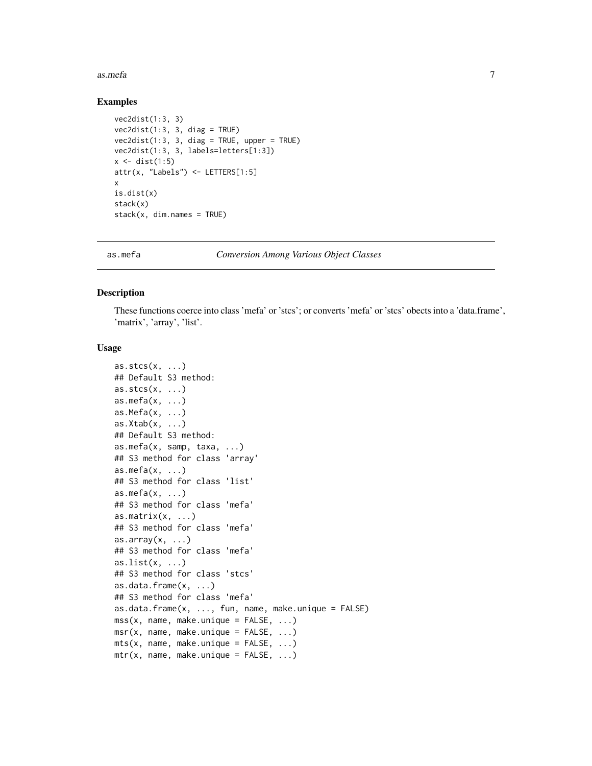### Examples

```
vec2dist(1:3, 3)
vec2dist(1:3, 3, diag = TRUE)
vec2dist(1:3, 3, diag = TRUE, upper = TRUE)
vec2dist(1:3, 3, labels=letters[1:3])
x <- dist(1:5)
attr(x, "Labels") <- LETTERS[1:5]
x
is.dist(x)
stack(x)
stack(x, dim.names = TRUE)
```

---

## as.mefa *Conversion Among Various Object Classes*

---

### Description

These functions coerce into class 'mefa' or 'stcs'; or converts 'mefa' or 'stcs' obects into a 'data.frame', 'matrix', 'array', 'list'.

### Usage

```
as.stcs(x, ...)
## Default S3 method:
as.stcs(x, ...)
as.mefa(x, ...)
as.Mefa(x, ...)
as.Xtab(x, ...)
## Default S3 method:
as.mefa(x, samp, taxa, ...)
## S3 method for class 'array'
as.mefa(x, ...)
## S3 method for class 'list'
as.mefa(x, ...)
## S3 method for class 'mefa'
as.matrix(x, ...)
## S3 method for class 'mefa'
as.array(x, ...)
## S3 method for class 'mefa'
as.list(x, ...)
## S3 method for class 'stcs'
as.data.frame(x, ...)
## S3 method for class 'mefa'
as.data.frame(x, ..., fun, name, make.unique = FALSE)
mss(x, name, make.unique = FALSE, ...)
msr(x, name, make.unique = FALSE, ...)
mts(x, name, make.unique = FALSE, ...)
mtr(x, name, make.unique = FALSE, ...)
```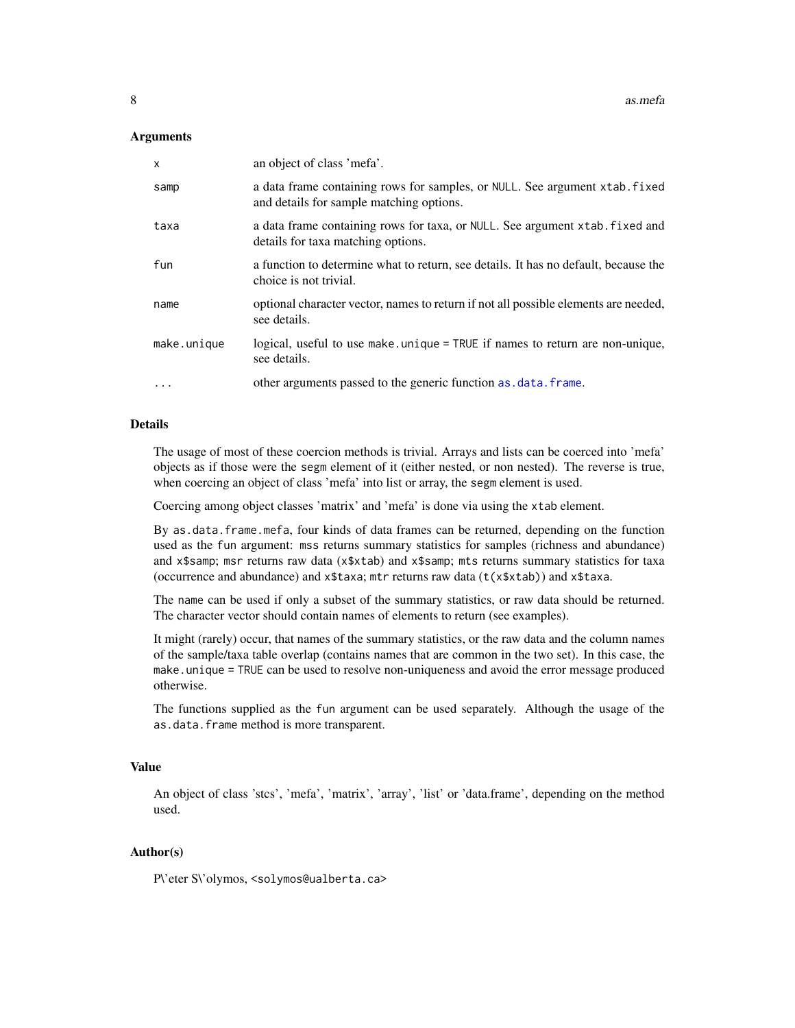### Arguments

| | |
|---|---|
| `x` | an object of class 'mefa'. |
| `samp` | a data frame containing rows for samples, or `NULL`. See argument `xtab.fixed` and details for sample matching options. |
| `taxa` | a data frame containing rows for taxa, or `NULL`. See argument `xtab.fixed` and details for taxa matching options. |
| `fun` | a function to determine what to return, see details. It has no default, because the choice is not trivial. |
| `name` | optional character vector, names to return if not all possible elements are needed, see details. |
| `make.unique` | logical, useful to use `make.unique = TRUE` if names to return are non-unique, see details. |
| `...` | other arguments passed to the generic function `as.data.frame`. |

### Details

The usage of most of these coercion methods is trivial. Arrays and lists can be coerced into 'mefa' objects as if those were the `segm` element of it (either nested, or non nested). The reverse is true, when coercing an object of class 'mefa' into list or array, the `segm` element is used.

Coercing among object classes 'matrix' and 'mefa' is done via using the `xtab` element.

By `as.data.frame.mefa`, four kinds of data frames can be returned, depending on the function used as the `fun` argument: `mss` returns summary statistics for samples (richness and abundance) and `x$samp`; `msr` returns raw data (`x$xtab`) and `x$samp`; `mts` returns summary statistics for taxa (occurrence and abundance) and `x$taxa`; `mtr` returns raw data (`t(x$xtab)`) and `x$taxa`.

The `name` can be used if only a subset of the summary statistics, or raw data should be returned. The character vector should contain names of elements to return (see examples).

It might (rarely) occur, that names of the summary statistics, or the raw data and the column names of the sample/taxa table overlap (contains names that are common in the two set). In this case, the `make.unique = TRUE` can be used to resolve non-uniqueness and avoid the error message produced otherwise.

The functions supplied as the `fun` argument can be used separately. Although the usage of the `as.data.frame` method is more transparent.

### Value

An object of class 'stcs', 'mefa', 'matrix', 'array', 'list' or 'data.frame', depending on the method used.

### Author(s)

P\'eter S\'olymos, <solymos@ualberta.ca>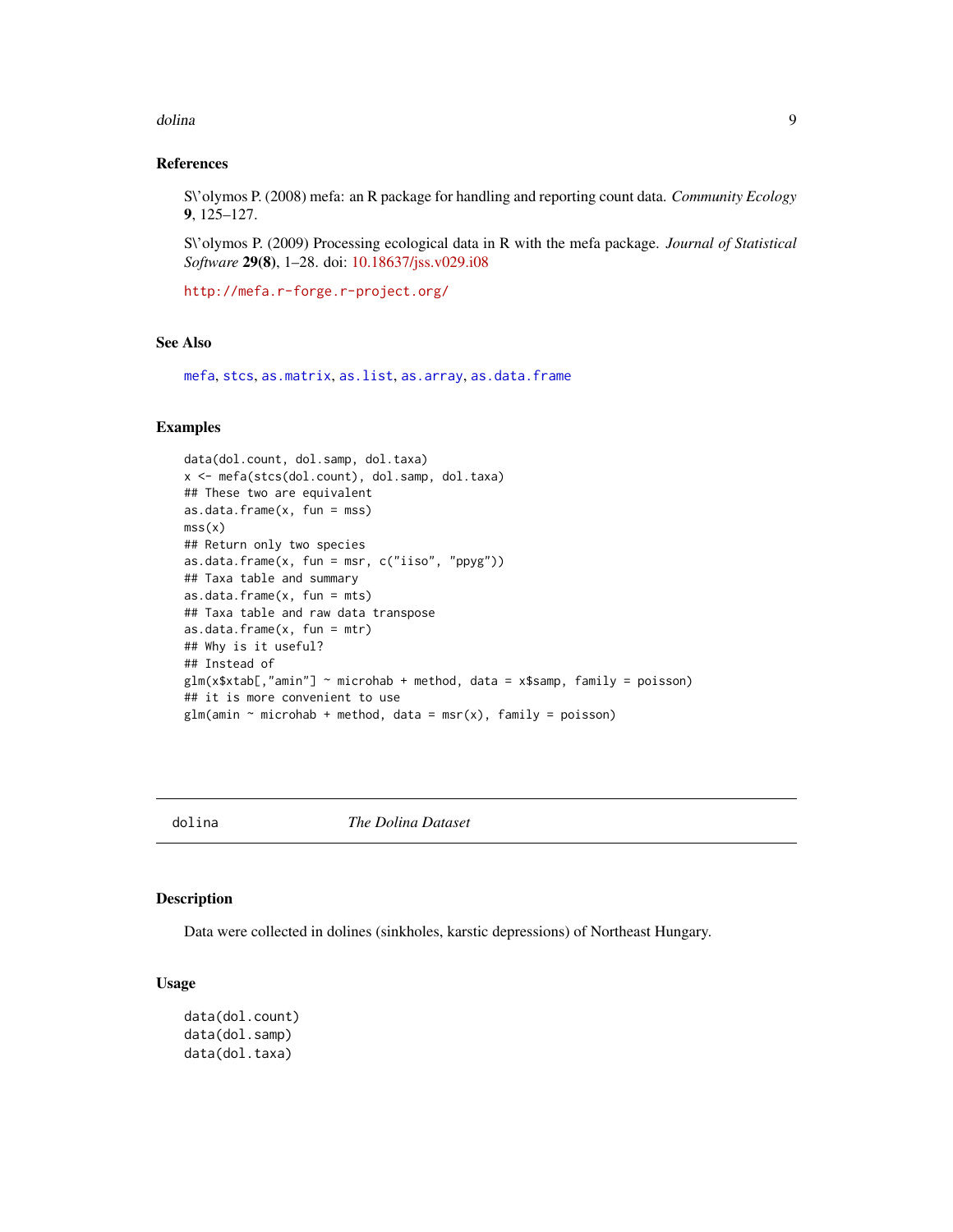### References

S\'olymos P. (2008) mefa: an R package for handling and reporting count data. *Community Ecology* **9**, 125–127.

S\'olymos P. (2009) Processing ecological data in R with the mefa package. *Journal of Statistical Software* **29(8)**, 1–28. doi: 10.18637/jss.v029.i08

http://mefa.r-forge.r-project.org/

### See Also

mefa, stcs, as.matrix, as.list, as.array, as.data.frame

### Examples

```
data(dol.count, dol.samp, dol.taxa)
x <- mefa(stcs(dol.count), dol.samp, dol.taxa)
## These two are equivalent
as.data.frame(x, fun = mss)
mss(x)
## Return only two species
as.data.frame(x, fun = msr, c("iiso", "ppyg"))
## Taxa table and summary
as.data.frame(x, fun = mts)
## Taxa table and raw data transpose
as.data.frame(x, fun = mtr)
## Why is it useful?
## Instead of
glm(x$xtab[,"amin"] ~ microhab + method, data = x$samp, family = poisson)
## it is more convenient to use
glm(amin ~ microhab + method, data = msr(x), family = poisson)
```

---

## dolina — *The Dolina Dataset*

### Description

Data were collected in dolines (sinkholes, karstic depressions) of Northeast Hungary.

### Usage

```
data(dol.count)
data(dol.samp)
data(dol.taxa)
```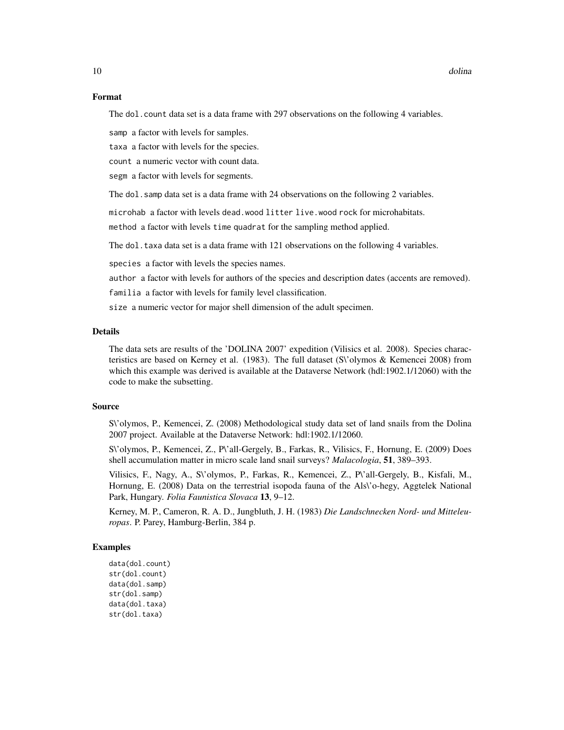## Format

The `dol.count` data set is a data frame with 297 observations on the following 4 variables.

`samp` a factor with levels for samples.

`taxa` a factor with levels for the species.

`count` a numeric vector with count data.

`segm` a factor with levels for segments.

The `dol.samp` data set is a data frame with 24 observations on the following 2 variables.

`microhab` a factor with levels `dead.wood` `litter` `live.wood` `rock` for microhabitats.

`method` a factor with levels `time` `quadrat` for the sampling method applied.

The `dol.taxa` data set is a data frame with 121 observations on the following 4 variables.

`species` a factor with levels the species names.

`author` a factor with levels for authors of the species and description dates (accents are removed).

`familia` a factor with levels for family level classification.

`size` a numeric vector for major shell dimension of the adult specimen.

## Details

The data sets are results of the 'DOLINA 2007' expedition (Vilisics et al. 2008). Species characteristics are based on Kerney et al. (1983). The full dataset (S\'olymos & Kemencei 2008) from which this example was derived is available at the Dataverse Network (hdl:1902.1/12060) with the code to make the subsetting.

## Source

S\'olymos, P., Kemencei, Z. (2008) Methodological study data set of land snails from the Dolina 2007 project. Available at the Dataverse Network: hdl:1902.1/12060.

S\'olymos, P., Kemencei, Z., P\'all-Gergely, B., Farkas, R., Vilisics, F., Hornung, E. (2009) Does shell accumulation matter in micro scale land snail surveys? *Malacologia*, **51**, 389–393.

Vilisics, F., Nagy, A., S\'olymos, P., Farkas, R., Kemencei, Z., P\'all-Gergely, B., Kisfali, M., Hornung, E. (2008) Data on the terrestrial isopoda fauna of the Als\'o-hegy, Aggtelek National Park, Hungary. *Folia Faunistica Slovaca* **13**, 9–12.

Kerney, M. P., Cameron, R. A. D., Jungbluth, J. H. (1983) *Die Landschnecken Nord- und Mitteleuropas*. P. Parey, Hamburg-Berlin, 384 p.

## Examples

```
data(dol.count)
str(dol.count)
data(dol.samp)
str(dol.samp)
data(dol.taxa)
str(dol.taxa)
```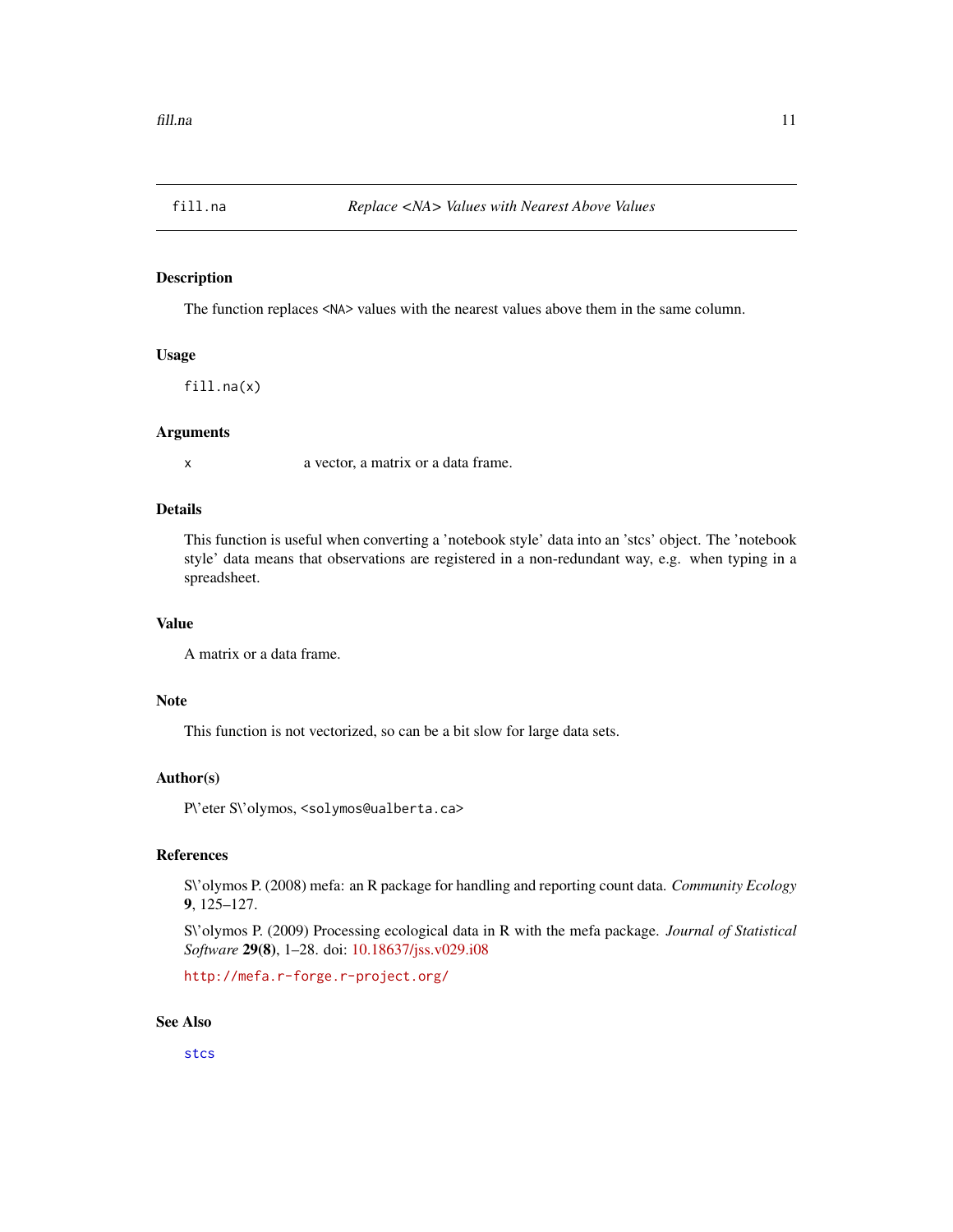# fill.na — Replace <NA> Values with Nearest Above Values

## Description

The function replaces <NA> values with the nearest values above them in the same column.

## Usage

```
fill.na(x)
```

## Arguments

| | |
|---|---|
| x | a vector, a matrix or a data frame. |

## Details

This function is useful when converting a 'notebook style' data into an 'stcs' object. The 'notebook style' data means that observations are registered in a non-redundant way, e.g. when typing in a spreadsheet.

## Value

A matrix or a data frame.

## Note

This function is not vectorized, so can be a bit slow for large data sets.

## Author(s)

P\'eter S\'olymos, <solymos@ualberta.ca>

## References

S\'olymos P. (2008) mefa: an R package for handling and reporting count data. *Community Ecology* **9**, 125–127.

S\'olymos P. (2009) Processing ecological data in R with the mefa package. *Journal of Statistical Software* **29(8)**, 1–28. doi: 10.18637/jss.v029.i08

http://mefa.r-forge.r-project.org/

## See Also

stcs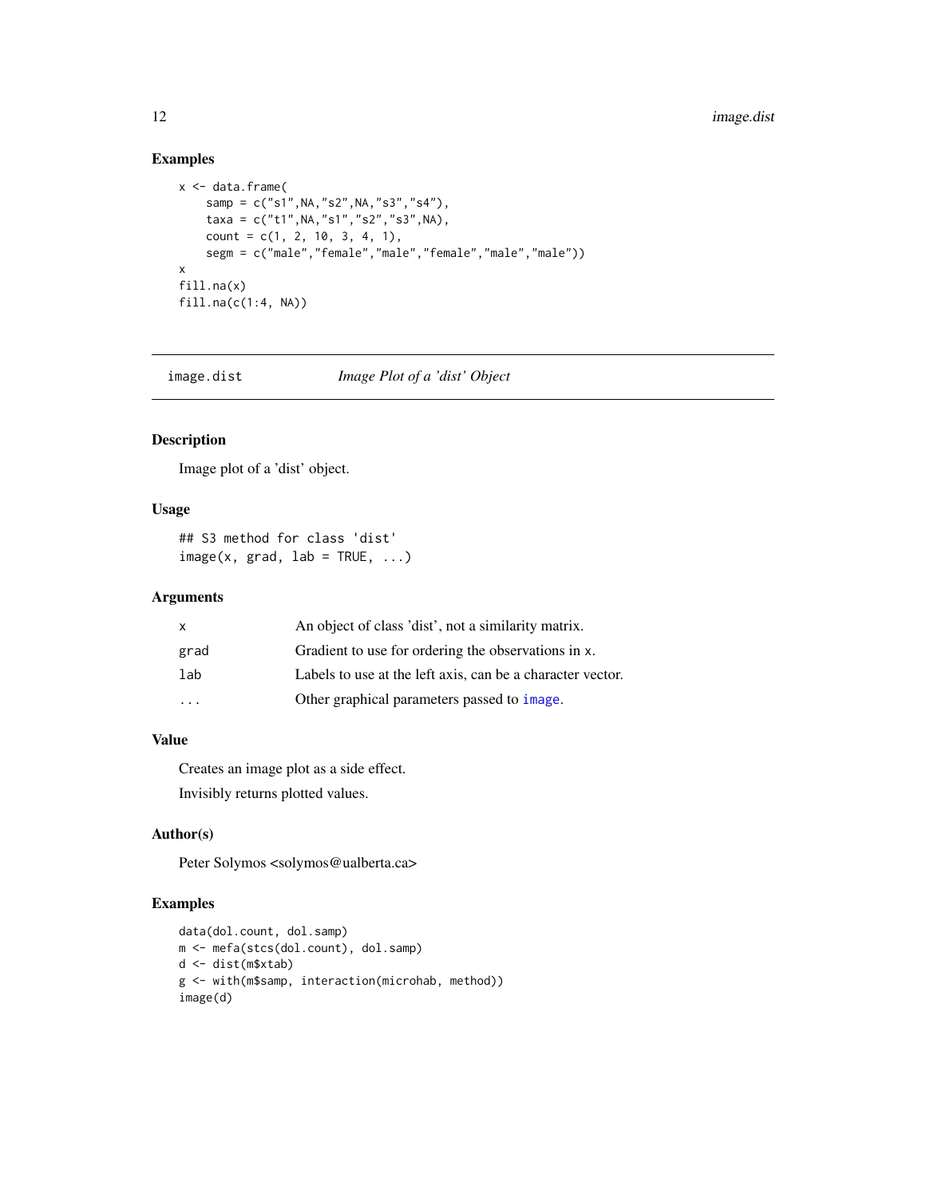## Examples

```
x <- data.frame(
    samp = c("s1",NA,"s2",NA,"s3","s4"),
    taxa = c("t1",NA,"s1","s2","s3",NA),
    count = c(1, 2, 10, 3, 4, 1),
    segm = c("male","female","male","female","male","male"))
x
fill.na(x)
fill.na(c(1:4, NA))
```

---

`image.dist` *Image Plot of a 'dist' Object*

---

## Description

Image plot of a 'dist' object.

## Usage

```
## S3 method for class 'dist'
image(x, grad, lab = TRUE, ...)
```

## Arguments

| | |
|---|---|
| `x` | An object of class 'dist', not a similarity matrix. |
| `grad` | Gradient to use for ordering the observations in `x`. |
| `lab` | Labels to use at the left axis, can be a character vector. |
| `...` | Other graphical parameters passed to `image`. |

## Value

Creates an image plot as a side effect.

Invisibly returns plotted values.

## Author(s)

Peter Solymos <solymos@ualberta.ca>

## Examples

```
data(dol.count, dol.samp)
m <- mefa(stcs(dol.count), dol.samp)
d <- dist(m$xtab)
g <- with(m$samp, interaction(microhab, method))
image(d)
```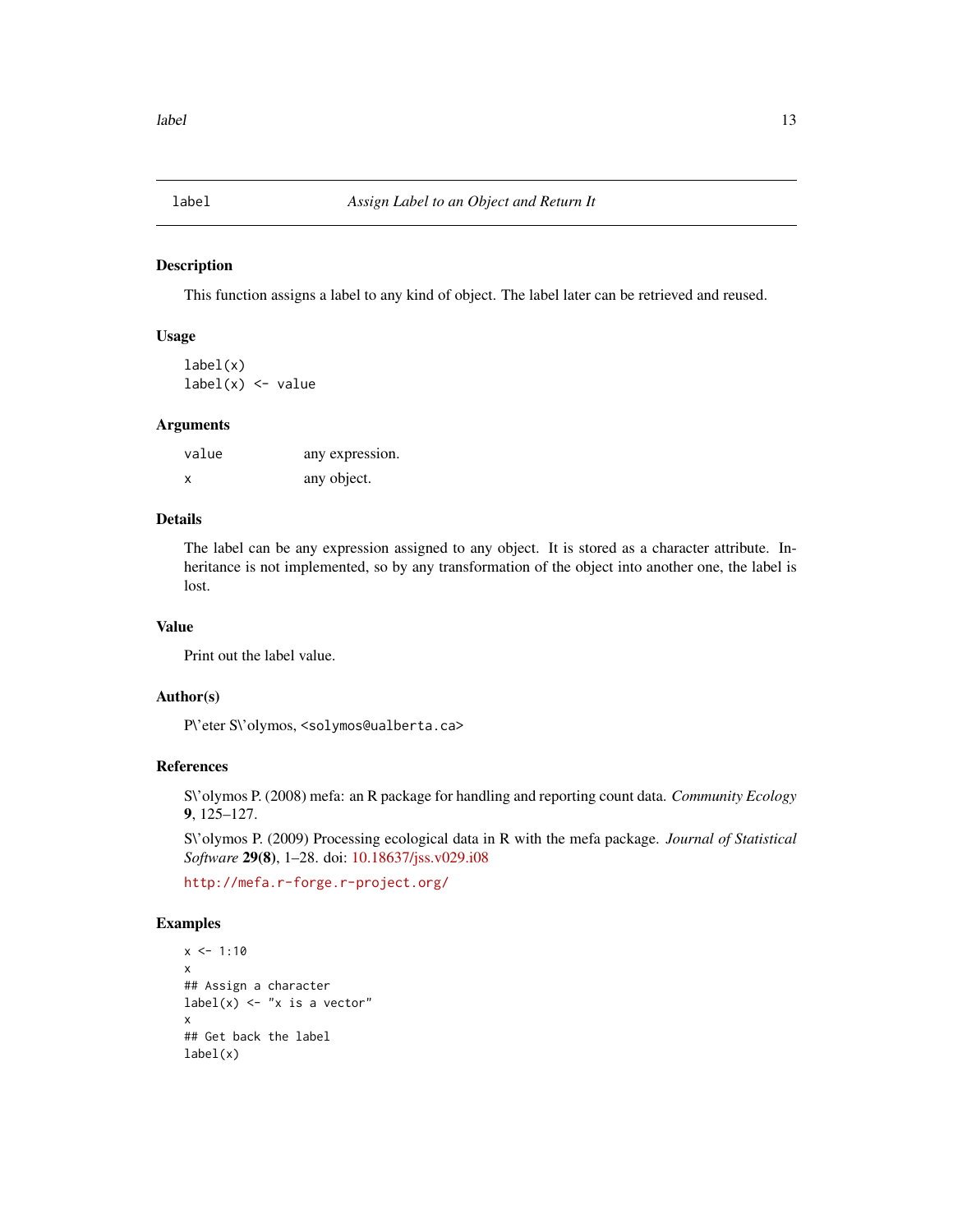# label — *Assign Label to an Object and Return It*

## Description

This function assigns a label to any kind of object. The label later can be retrieved and reused.

## Usage

```
label(x)
label(x) <- value
```

## Arguments

| | |
|---|---|
| `value` | any expression. |
| `x` | any object. |

## Details

The label can be any expression assigned to any object. It is stored as a character attribute. Inheritance is not implemented, so by any transformation of the object into another one, the label is lost.

## Value

Print out the label value.

## Author(s)

P\'eter S\'olymos, <solymos@ualberta.ca>

## References

S\'olymos P. (2008) mefa: an R package for handling and reporting count data. *Community Ecology* **9**, 125–127.

S\'olymos P. (2009) Processing ecological data in R with the mefa package. *Journal of Statistical Software* **29(8)**, 1–28. doi: 10.18637/jss.v029.i08

http://mefa.r-forge.r-project.org/

## Examples

```
x <- 1:10
x
## Assign a character
label(x) <- "x is a vector"
x
## Get back the label
label(x)
```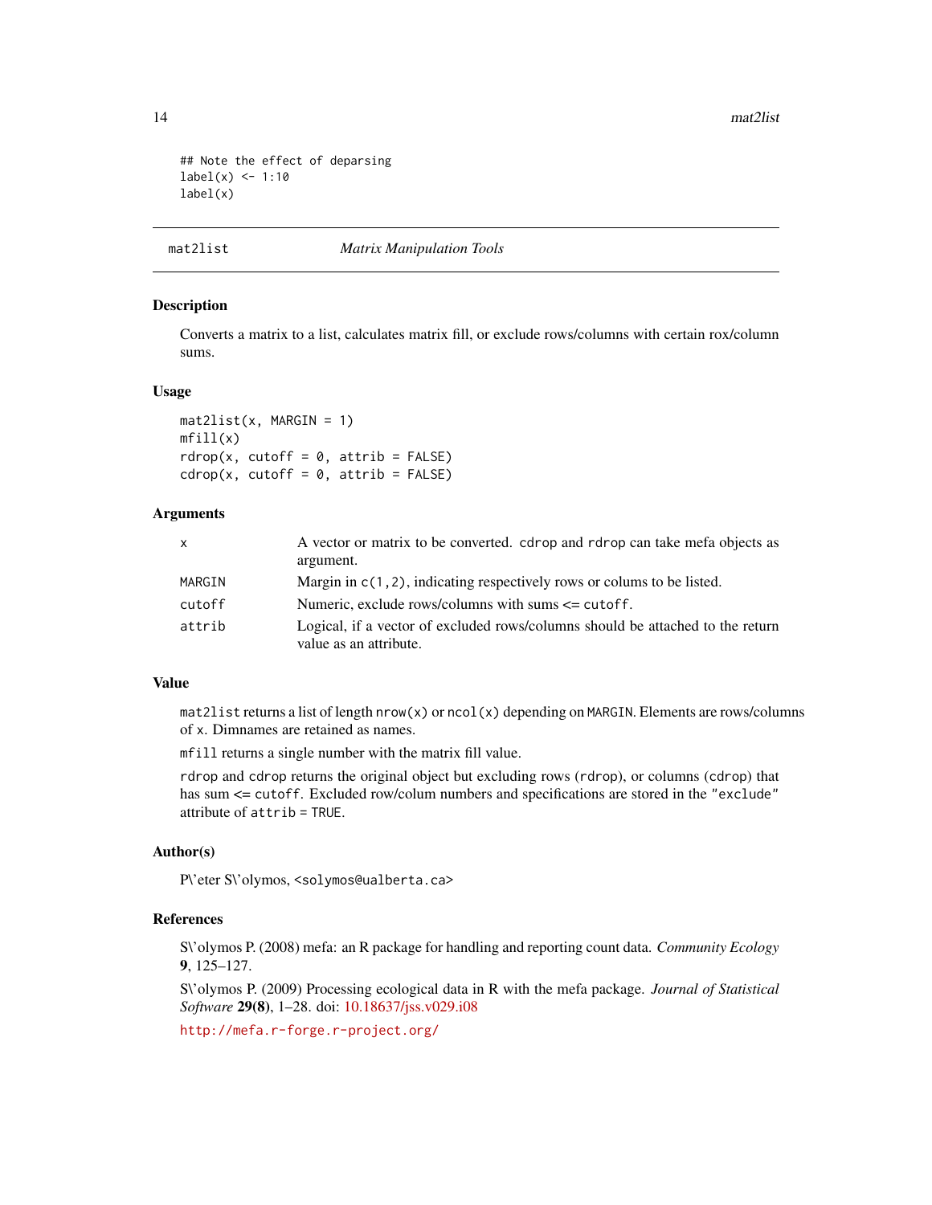```
## Note the effect of deparsing
label(x) <- 1:10
label(x)
```

---

## mat2list — *Matrix Manipulation Tools*

### Description

Converts a matrix to a list, calculates matrix fill, or exclude rows/columns with certain rox/column sums.

### Usage

```
mat2list(x, MARGIN = 1)
mfill(x)
rdrop(x, cutoff = 0, attrib = FALSE)
cdrop(x, cutoff = 0, attrib = FALSE)
```

### Arguments

| | |
|---|---|
| `x` | A vector or matrix to be converted. `cdrop` and `rdrop` can take mefa objects as argument. |
| `MARGIN` | Margin in `c(1,2)`, indicating respectively rows or colums to be listed. |
| `cutoff` | Numeric, exclude rows/columns with sums <= `cutoff`. |
| `attrib` | Logical, if a vector of excluded rows/columns should be attached to the return value as an attribute. |

### Value

`mat2list` returns a list of length `nrow(x)` or `ncol(x)` depending on `MARGIN`. Elements are rows/columns of `x`. Dimnames are retained as names.

`mfill` returns a single number with the matrix fill value.

`rdrop` and `cdrop` returns the original object but excluding rows (`rdrop`), or columns (`cdrop`) that has sum <= `cutoff`. Excluded row/colum numbers and specifications are stored in the `"exclude"` attribute of `attrib = TRUE`.

### Author(s)

P\'eter S\'olymos, <solymos@ualberta.ca>

### References

S\'olymos P. (2008) mefa: an R package for handling and reporting count data. *Community Ecology* **9**, 125–127.

S\'olymos P. (2009) Processing ecological data in R with the mefa package. *Journal of Statistical Software* **29(8)**, 1–28. doi: 10.18637/jss.v029.i08

http://mefa.r-forge.r-project.org/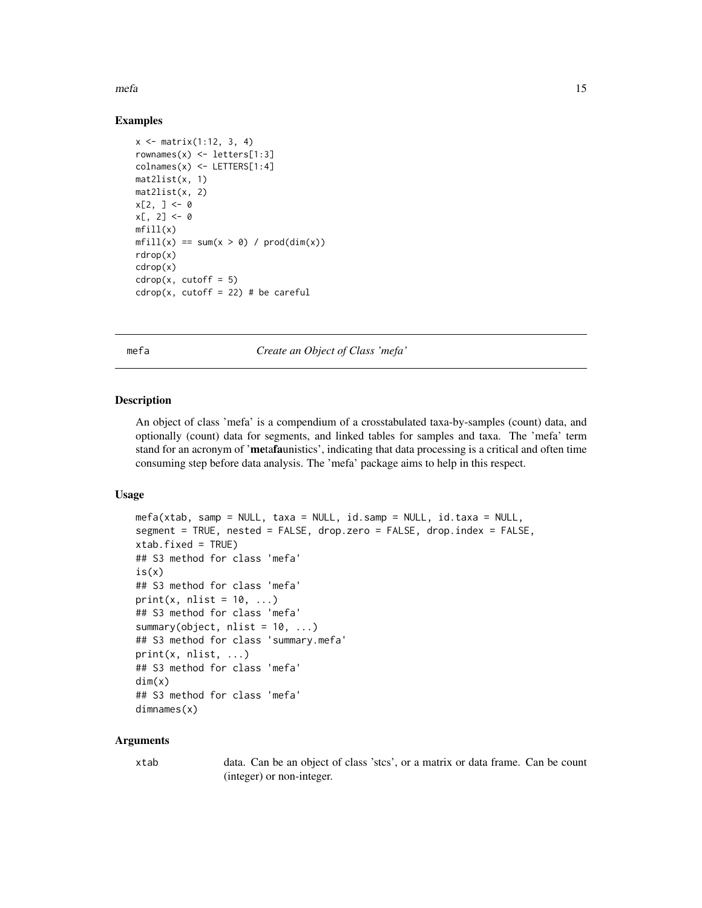## Examples

```
x <- matrix(1:12, 3, 4)
rownames(x) <- letters[1:3]
colnames(x) <- LETTERS[1:4]
mat2list(x, 1)
mat2list(x, 2)
x[2, ] <- 0
x[, 2] <- 0
mfill(x)
mfill(x) == sum(x > 0) / prod(dim(x))
rdrop(x)
cdrop(x)
cdrop(x, cutoff = 5)
cdrop(x, cutoff = 22) # be careful
```

---

# mefa — *Create an Object of Class 'mefa'*

## Description

An object of class 'mefa' is a compendium of a crosstabulated taxa-by-samples (count) data, and optionally (count) data for segments, and linked tables for samples and taxa. The 'mefa' term stand for an acronym of '**me**ta**fa**unistics', indicating that data processing is a critical and often time consuming step before data analysis. The 'mefa' package aims to help in this respect.

## Usage

```
mefa(xtab, samp = NULL, taxa = NULL, id.samp = NULL, id.taxa = NULL,
segment = TRUE, nested = FALSE, drop.zero = FALSE, drop.index = FALSE,
xtab.fixed = TRUE)
## S3 method for class 'mefa'
is(x)
## S3 method for class 'mefa'
print(x, nlist = 10, ...)
## S3 method for class 'mefa'
summary(object, nlist = 10, ...)
## S3 method for class 'summary.mefa'
print(x, nlist, ...)
## S3 method for class 'mefa'
dim(x)
## S3 method for class 'mefa'
dimnames(x)
```

## Arguments

| | |
|---|---|
| xtab | data. Can be an object of class 'stcs', or a matrix or data frame. Can be count (integer) or non-integer. |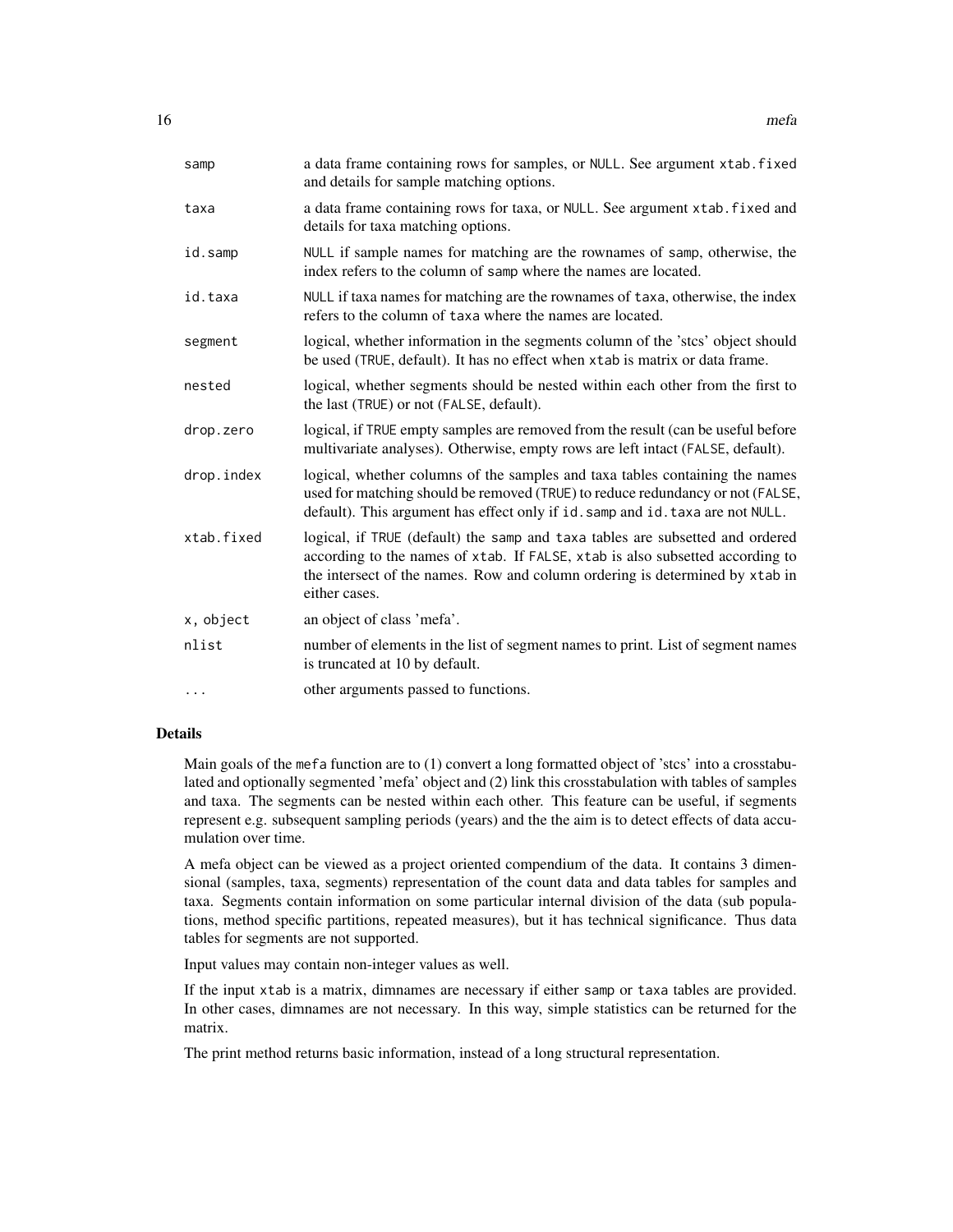| | |
|---|---|
| samp | a data frame containing rows for samples, or NULL. See argument xtab.fixed and details for sample matching options. |
| taxa | a data frame containing rows for taxa, or NULL. See argument xtab.fixed and details for taxa matching options. |
| id.samp | NULL if sample names for matching are the rownames of samp, otherwise, the index refers to the column of samp where the names are located. |
| id.taxa | NULL if taxa names for matching are the rownames of taxa, otherwise, the index refers to the column of taxa where the names are located. |
| segment | logical, whether information in the segments column of the 'stcs' object should be used (TRUE, default). It has no effect when xtab is matrix or data frame. |
| nested | logical, whether segments should be nested within each other from the first to the last (TRUE) or not (FALSE, default). |
| drop.zero | logical, if TRUE empty samples are removed from the result (can be useful before multivariate analyses). Otherwise, empty rows are left intact (FALSE, default). |
| drop.index | logical, whether columns of the samples and taxa tables containing the names used for matching should be removed (TRUE) to reduce redundancy or not (FALSE, default). This argument has effect only if id.samp and id.taxa are not NULL. |
| xtab.fixed | logical, if TRUE (default) the samp and taxa tables are subsetted and ordered according to the names of xtab. If FALSE, xtab is also subsetted according to the intersect of the names. Row and column ordering is determined by xtab in either cases. |
| x, object | an object of class 'mefa'. |
| nlist | number of elements in the list of segment names to print. List of segment names is truncated at 10 by default. |
| ... | other arguments passed to functions. |

## Details

Main goals of the mefa function are to (1) convert a long formatted object of 'stcs' into a crosstabulated and optionally segmented 'mefa' object and (2) link this crosstabulation with tables of samples and taxa. The segments can be nested within each other. This feature can be useful, if segments represent e.g. subsequent sampling periods (years) and the the aim is to detect effects of data accumulation over time.

A mefa object can be viewed as a project oriented compendium of the data. It contains 3 dimensional (samples, taxa, segments) representation of the count data and data tables for samples and taxa. Segments contain information on some particular internal division of the data (sub populations, method specific partitions, repeated measures), but it has technical significance. Thus data tables for segments are not supported.

Input values may contain non-integer values as well.

If the input xtab is a matrix, dimnames are necessary if either samp or taxa tables are provided. In other cases, dimnames are not necessary. In this way, simple statistics can be returned for the matrix.

The print method returns basic information, instead of a long structural representation.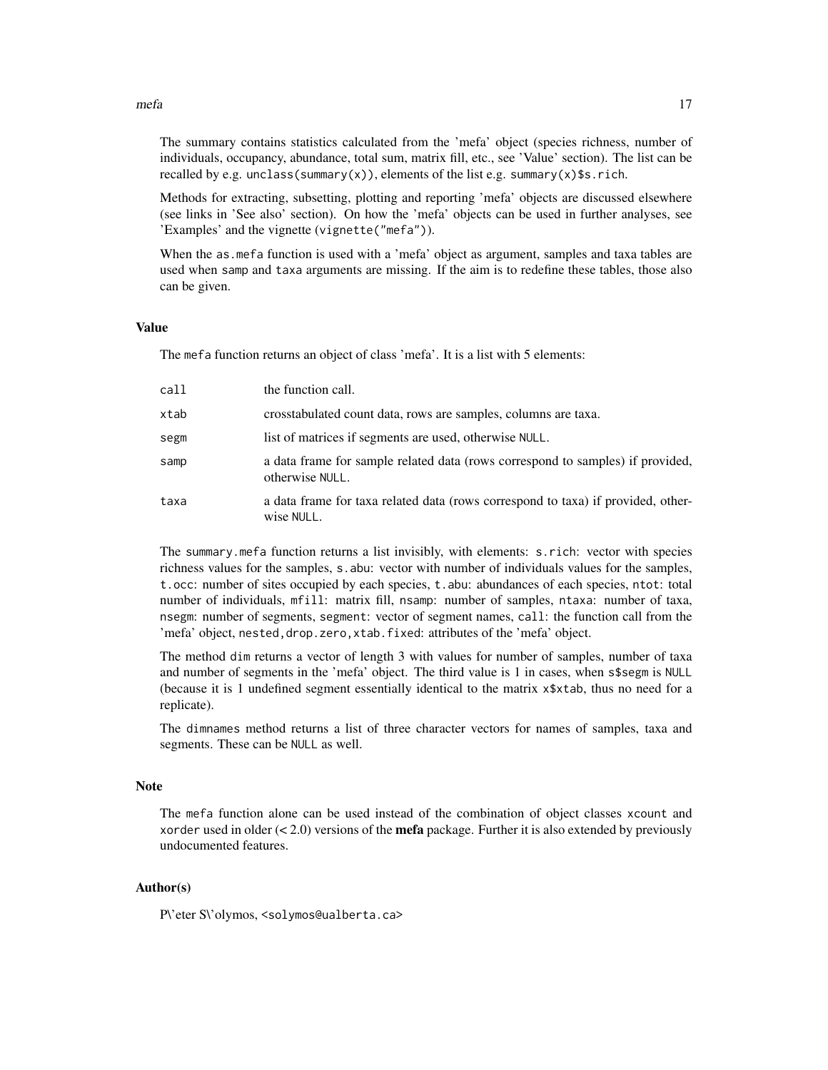The summary contains statistics calculated from the 'mefa' object (species richness, number of individuals, occupancy, abundance, total sum, matrix fill, etc., see 'Value' section). The list can be recalled by e.g. `unclass(summary(x))`, elements of the list e.g. `summary(x)$s.rich`.

Methods for extracting, subsetting, plotting and reporting 'mefa' objects are discussed elsewhere (see links in 'See also' section). On how the 'mefa' objects can be used in further analyses, see 'Examples' and the vignette (`vignette("mefa")`).

When the `as.mefa` function is used with a 'mefa' object as argument, samples and taxa tables are used when `samp` and `taxa` arguments are missing. If the aim is to redefine these tables, those also can be given.

## Value

The `mefa` function returns an object of class 'mefa'. It is a list with 5 elements:

| | |
|---|---|
| `call` | the function call. |
| `xtab` | crosstabulated count data, rows are samples, columns are taxa. |
| `segm` | list of matrices if segments are used, otherwise `NULL`. |
| `samp` | a data frame for sample related data (rows correspond to samples) if provided, otherwise `NULL`. |
| `taxa` | a data frame for taxa related data (rows correspond to taxa) if provided, otherwise `NULL`. |

The `summary.mefa` function returns a list invisibly, with elements: `s.rich`: vector with species richness values for the samples, `s.abu`: vector with number of individuals values for the samples, `t.occ`: number of sites occupied by each species, `t.abu`: abundances of each species, `ntot`: total number of individuals, `mfill`: matrix fill, `nsamp`: number of samples, `ntaxa`: number of taxa, `nsegm`: number of segments, `segment`: vector of segment names, `call`: the function call from the 'mefa' object, `nested,drop.zero,xtab.fixed`: attributes of the 'mefa' object.

The method `dim` returns a vector of length 3 with values for number of samples, number of taxa and number of segments in the 'mefa' object. The third value is 1 in cases, when `s$segm` is `NULL` (because it is 1 undefined segment essentially identical to the matrix `x$xtab`, thus no need for a replicate).

The `dimnames` method returns a list of three character vectors for names of samples, taxa and segments. These can be `NULL` as well.

## Note

The `mefa` function alone can be used instead of the combination of object classes `xcount` and `xorder` used in older (< 2.0) versions of the **mefa** package. Further it is also extended by previously undocumented features.

## Author(s)

P\'eter S\'olymos, <solymos@ualberta.ca>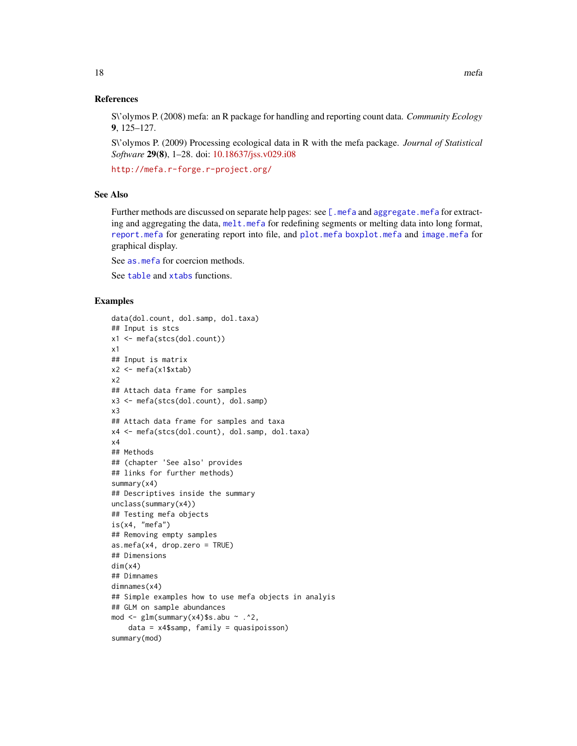## References

S\'olymos P. (2008) mefa: an R package for handling and reporting count data. *Community Ecology* **9**, 125–127.

S\'olymos P. (2009) Processing ecological data in R with the mefa package. *Journal of Statistical Software* **29(8)**, 1–28. doi: 10.18637/jss.v029.i08

http://mefa.r-forge.r-project.org/

## See Also

Further methods are discussed on separate help pages: see `[.mefa` and `aggregate.mefa` for extracting and aggregating the data, `melt.mefa` for redefining segments or melting data into long format, `report.mefa` for generating report into file, and `plot.mefa` `boxplot.mefa` and `image.mefa` for graphical display.

See `as.mefa` for coercion methods.

See `table` and `xtabs` functions.

## Examples

```
data(dol.count, dol.samp, dol.taxa)
## Input is stcs
x1 <- mefa(stcs(dol.count))
x1
## Input is matrix
x2 <- mefa(x1$xtab)
x2
## Attach data frame for samples
x3 <- mefa(stcs(dol.count), dol.samp)
x3
## Attach data frame for samples and taxa
x4 <- mefa(stcs(dol.count), dol.samp, dol.taxa)
x4
## Methods
## (chapter 'See also' provides
## links for further methods)
summary(x4)
## Descriptives inside the summary
unclass(summary(x4))
## Testing mefa objects
is(x4, "mefa")
## Removing empty samples
as.mefa(x4, drop.zero = TRUE)
## Dimensions
dim(x4)
## Dimnames
dimnames(x4)
## Simple examples how to use mefa objects in analyis
## GLM on sample abundances
mod <- glm(summary(x4)$s.abu ~ .^2,
    data = x4$samp, family = quasipoisson)
summary(mod)
```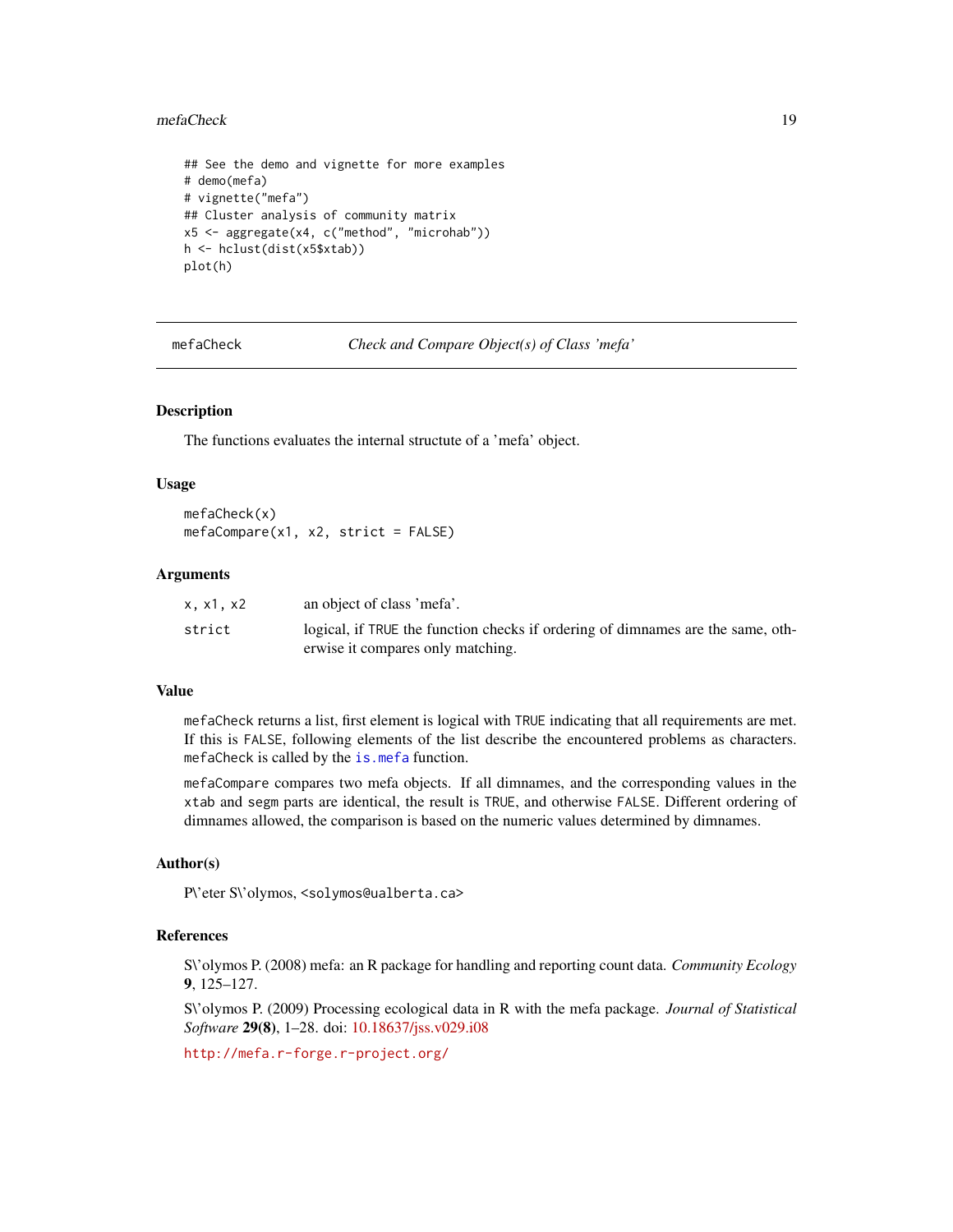```
## See the demo and vignette for more examples
# demo(mefa)
# vignette("mefa")
## Cluster analysis of community matrix
x5 <- aggregate(x4, c("method", "microhab"))
h <- hclust(dist(x5$xtab))
plot(h)
```

---

## mefaCheck — *Check and Compare Object(s) of Class 'mefa'*

---

### Description

The functions evaluates the internal structute of a 'mefa' object.

### Usage

```
mefaCheck(x)
mefaCompare(x1, x2, strict = FALSE)
```

### Arguments

| | |
|---|---|
| `x, x1, x2` | an object of class 'mefa'. |
| `strict` | logical, if `TRUE` the function checks if ordering of dimnames are the same, otherwise it compares only matching. |

### Value

`mefaCheck` returns a list, first element is logical with `TRUE` indicating that all requirements are met. If this is `FALSE`, following elements of the list describe the encountered problems as characters. `mefaCheck` is called by the `is.mefa` function.

`mefaCompare` compares two mefa objects. If all dimnames, and the corresponding values in the `xtab` and `segm` parts are identical, the result is `TRUE`, and otherwise `FALSE`. Different ordering of dimnames allowed, the comparison is based on the numeric values determined by dimnames.

### Author(s)

P\'eter S\'olymos, <solymos@ualberta.ca>

### References

S\'olymos P. (2008) mefa: an R package for handling and reporting count data. *Community Ecology* **9**, 125–127.

S\'olymos P. (2009) Processing ecological data in R with the mefa package. *Journal of Statistical Software* **29(8)**, 1–28. doi: 10.18637/jss.v029.i08

http://mefa.r-forge.r-project.org/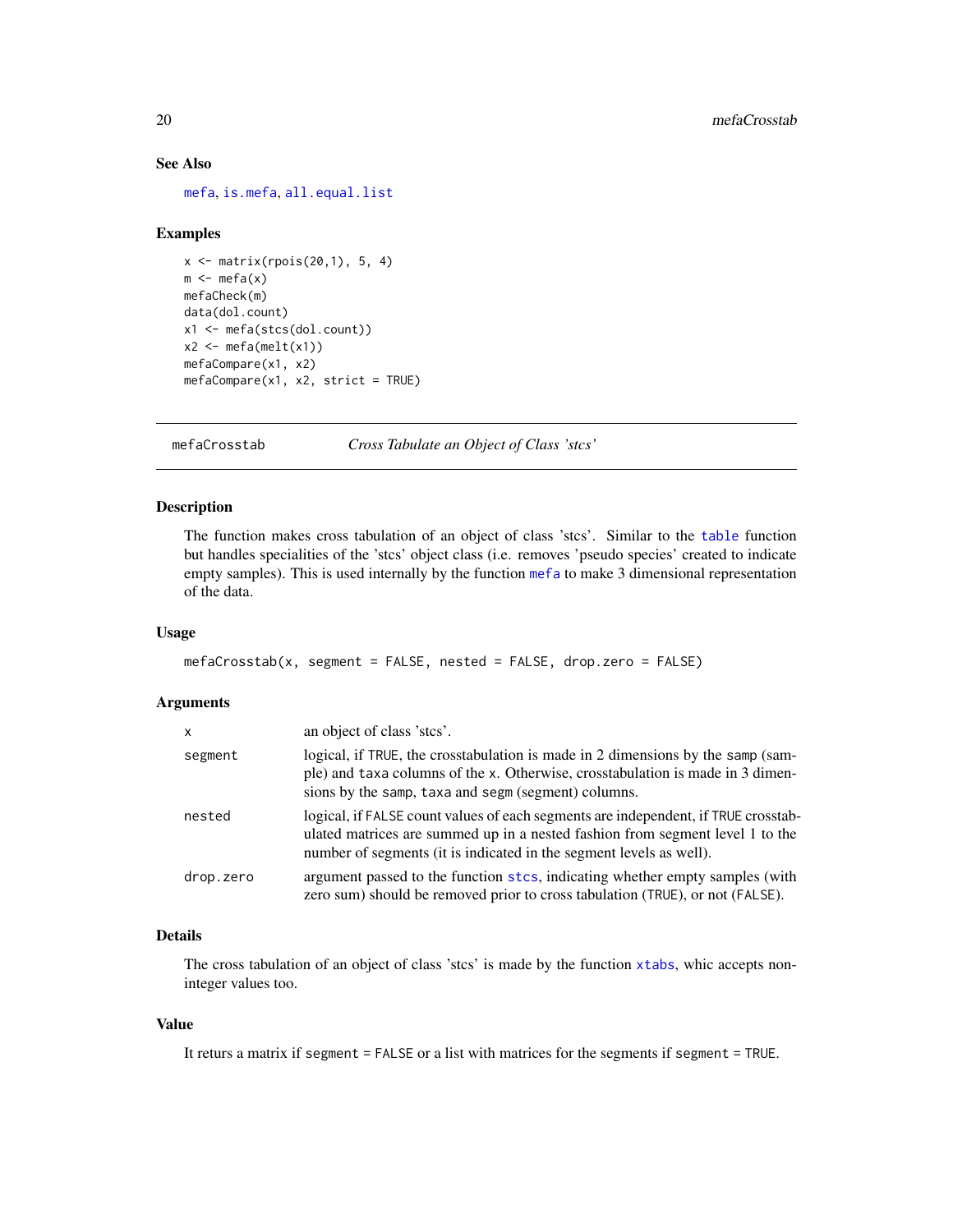### See Also

mefa, is.mefa, all.equal.list

### Examples

```
x <- matrix(rpois(20,1), 5, 4)
m <- mefa(x)
mefaCheck(m)
data(dol.count)
x1 <- mefa(stcs(dol.count))
x2 <- mefa(melt(x1))
mefaCompare(x1, x2)
mefaCompare(x1, x2, strict = TRUE)
```

---

## mefaCrosstab *Cross Tabulate an Object of Class 'stcs'*

### Description

The function makes cross tabulation of an object of class 'stcs'. Similar to the table function but handles specialities of the 'stcs' object class (i.e. removes 'pseudo species' created to indicate empty samples). This is used internally by the function mefa to make 3 dimensional representation of the data.

### Usage

```
mefaCrosstab(x, segment = FALSE, nested = FALSE, drop.zero = FALSE)
```

### Arguments

| | |
|---|---|
| x | an object of class 'stcs'. |
| segment | logical, if TRUE, the crosstabulation is made in 2 dimensions by the samp (sample) and taxa columns of the x. Otherwise, crosstabulation is made in 3 dimensions by the samp, taxa and segm (segment) columns. |
| nested | logical, if FALSE count values of each segments are independent, if TRUE crosstabulated matrices are summed up in a nested fashion from segment level 1 to the number of segments (it is indicated in the segment levels as well). |
| drop.zero | argument passed to the function stcs, indicating whether empty samples (with zero sum) should be removed prior to cross tabulation (TRUE), or not (FALSE). |

### Details

The cross tabulation of an object of class 'stcs' is made by the function xtabs, whic accepts non-integer values too.

### Value

It returs a matrix if segment = FALSE or a list with matrices for the segments if segment = TRUE.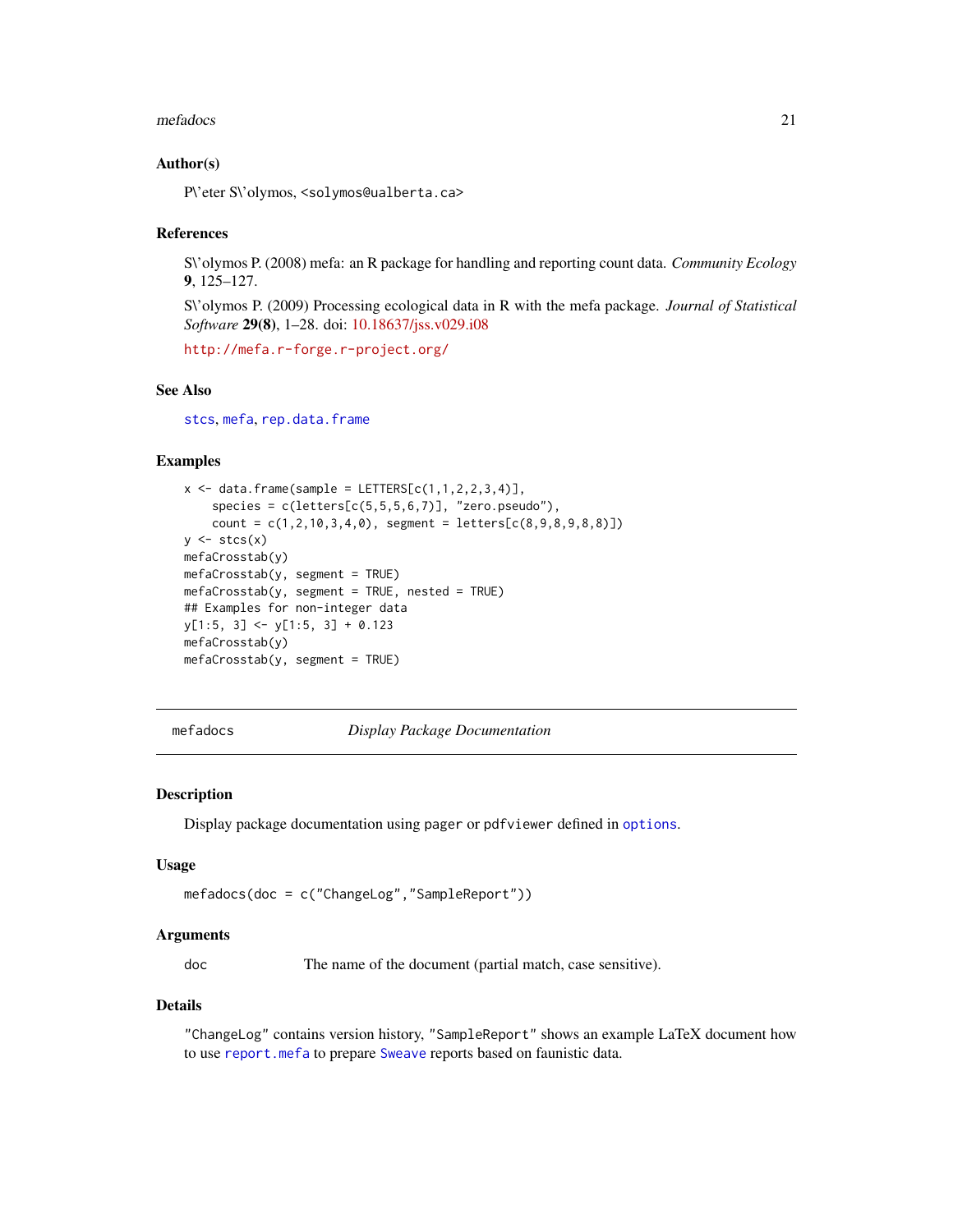### Author(s)

P\'eter S\'olymos, <solymos@ualberta.ca>

### References

S\'olymos P. (2008) mefa: an R package for handling and reporting count data. *Community Ecology* **9**, 125–127.

S\'olymos P. (2009) Processing ecological data in R with the mefa package. *Journal of Statistical Software* **29(8)**, 1–28. doi: 10.18637/jss.v029.i08

http://mefa.r-forge.r-project.org/

### See Also

`stcs`, `mefa`, `rep.data.frame`

### Examples

```
x <- data.frame(sample = LETTERS[c(1,1,2,2,3,4)],
    species = c(letters[c(5,5,5,6,7)], "zero.pseudo"),
    count = c(1,2,10,3,4,0), segment = letters[c(8,9,8,9,8,8)])
y <- stcs(x)
mefaCrosstab(y)
mefaCrosstab(y, segment = TRUE)
mefaCrosstab(y, segment = TRUE, nested = TRUE)
## Examples for non-integer data
y[1:5, 3] <- y[1:5, 3] + 0.123
mefaCrosstab(y)
mefaCrosstab(y, segment = TRUE)
```

---

## mefadocs — *Display Package Documentation*

---

### Description

Display package documentation using `pager` or `pdfviewer` defined in `options`.

### Usage

```
mefadocs(doc = c("ChangeLog","SampleReport"))
```

### Arguments

| | |
|---|---|
| `doc` | The name of the document (partial match, case sensitive). |

### Details

`"ChangeLog"` contains version history, `"SampleReport"` shows an example LaTeX document how to use `report.mefa` to prepare `Sweave` reports based on faunistic data.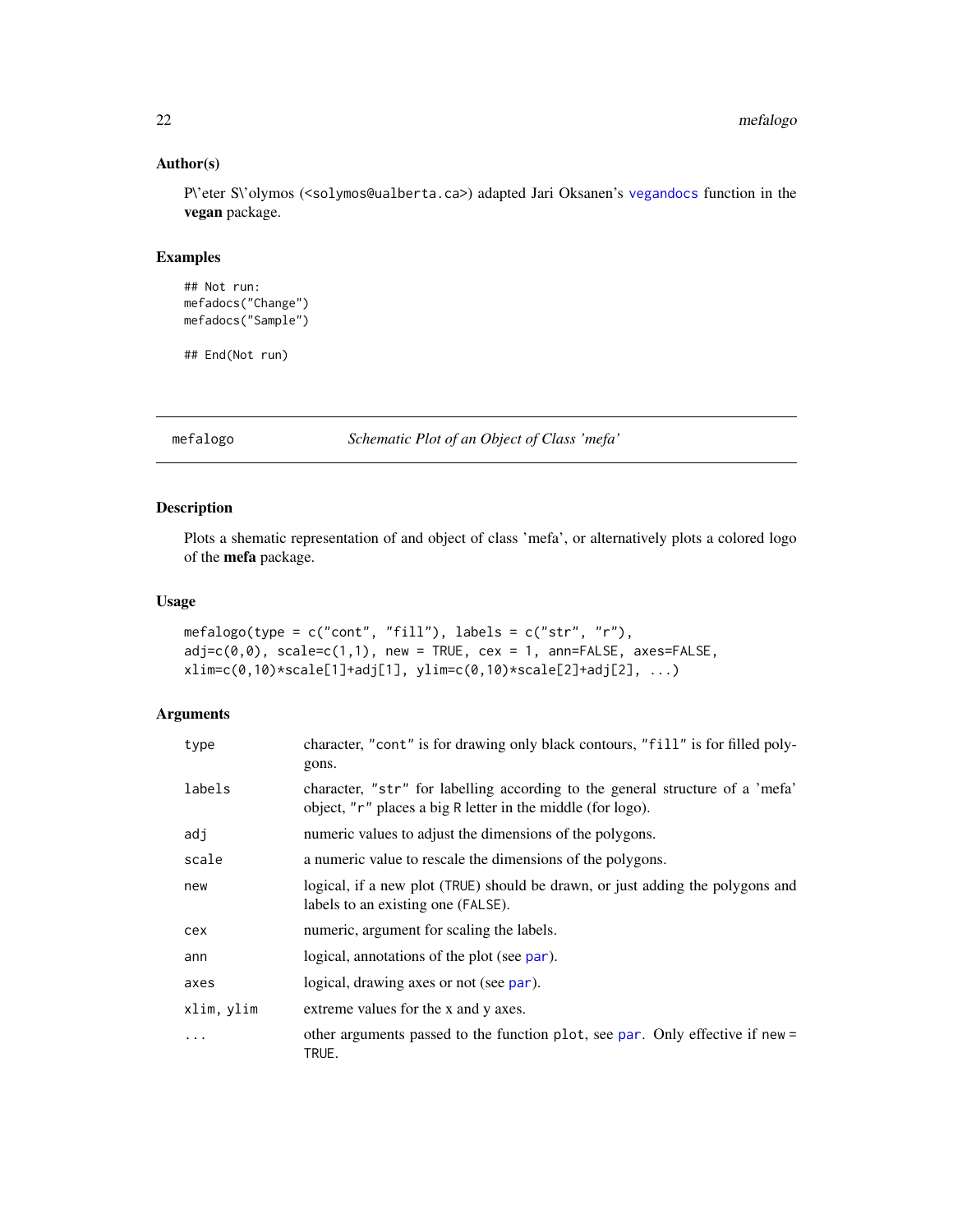### Author(s)

P\'eter S\'olymos (<solymos@ualberta.ca>) adapted Jari Oksanen's `vegandocs` function in the **vegan** package.

### Examples

```
## Not run:
mefadocs("Change")
mefadocs("Sample")

## End(Not run)
```

---

## mefalogo — *Schematic Plot of an Object of Class 'mefa'*

---

### Description

Plots a shematic representation of and object of class 'mefa', or alternatively plots a colored logo of the **mefa** package.

### Usage

```
mefalogo(type = c("cont", "fill"), labels = c("str", "r"),
adj=c(0,0), scale=c(1,1), new = TRUE, cex = 1, ann=FALSE, axes=FALSE,
xlim=c(0,10)*scale[1]+adj[1], ylim=c(0,10)*scale[2]+adj[2], ...)
```

### Arguments

| | |
|---|---|
| `type` | character, `"cont"` is for drawing only black contours, `"fill"` is for filled polygons. |
| `labels` | character, `"str"` for labelling according to the general structure of a 'mefa' object, `"r"` places a big `R` letter in the middle (for logo). |
| `adj` | numeric values to adjust the dimensions of the polygons. |
| `scale` | a numeric value to rescale the dimensions of the polygons. |
| `new` | logical, if a new plot (`TRUE`) should be drawn, or just adding the polygons and labels to an existing one (`FALSE`). |
| `cex` | numeric, argument for scaling the labels. |
| `ann` | logical, annotations of the plot (see `par`). |
| `axes` | logical, drawing axes or not (see `par`). |
| `xlim, ylim` | extreme values for the x and y axes. |
| `...` | other arguments passed to the function `plot`, see `par`. Only effective if `new = TRUE`. |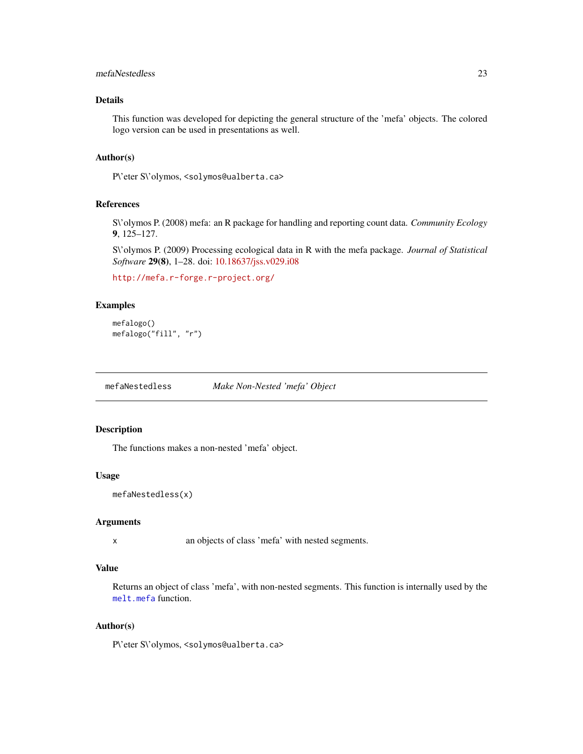## Details

This function was developed for depicting the general structure of the 'mefa' objects. The colored logo version can be used in presentations as well.

## Author(s)

P\'eter S\'olymos, <solymos@ualberta.ca>

## References

S\'olymos P. (2008) mefa: an R package for handling and reporting count data. *Community Ecology* **9**, 125–127.

S\'olymos P. (2009) Processing ecological data in R with the mefa package. *Journal of Statistical Software* **29(8)**, 1–28. doi: 10.18637/jss.v029.i08

http://mefa.r-forge.r-project.org/

## Examples

```
mefalogo()
mefalogo("fill", "r")
```

---

# mefaNestedless — *Make Non-Nested 'mefa' Object*

## Description

The functions makes a non-nested 'mefa' object.

## Usage

```
mefaNestedless(x)
```

## Arguments

| | |
|---|---|
| x | an objects of class 'mefa' with nested segments. |

## Value

Returns an object of class 'mefa', with non-nested segments. This function is internally used by the `melt.mefa` function.

## Author(s)

P\'eter S\'olymos, <solymos@ualberta.ca>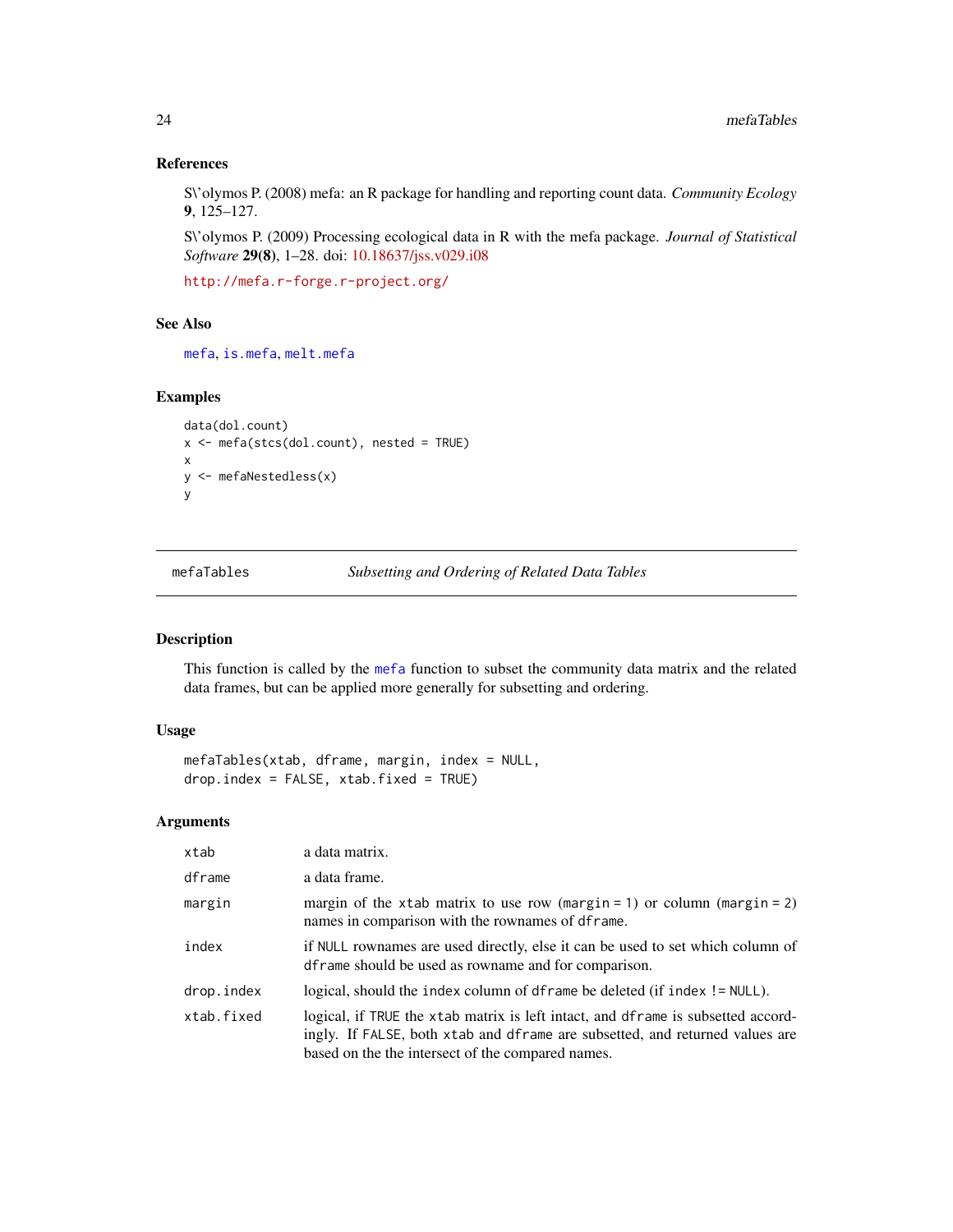### References

S\'olymos P. (2008) mefa: an R package for handling and reporting count data. *Community Ecology* **9**, 125–127.

S\'olymos P. (2009) Processing ecological data in R with the mefa package. *Journal of Statistical Software* **29(8)**, 1–28. doi: 10.18637/jss.v029.i08

http://mefa.r-forge.r-project.org/

### See Also

mefa, is.mefa, melt.mefa

### Examples

```
data(dol.count)
x <- mefa(stcs(dol.count), nested = TRUE)
x
y <- mefaNestedless(x)
y
```

---

## mefaTables — *Subsetting and Ordering of Related Data Tables*

---

### Description

This function is called by the mefa function to subset the community data matrix and the related data frames, but can be applied more generally for subsetting and ordering.

### Usage

```
mefaTables(xtab, dframe, margin, index = NULL,
drop.index = FALSE, xtab.fixed = TRUE)
```

### Arguments

| | |
|---|---|
| xtab | a data matrix. |
| dframe | a data frame. |
| margin | margin of the xtab matrix to use row (margin = 1) or column (margin = 2) names in comparison with the rownames of dframe. |
| index | if NULL rownames are used directly, else it can be used to set which column of dframe should be used as rowname and for comparison. |
| drop.index | logical, should the index column of dframe be deleted (if index != NULL). |
| xtab.fixed | logical, if TRUE the xtab matrix is left intact, and dframe is subsetted accordingly. If FALSE, both xtab and dframe are subsetted, and returned values are based on the the intersect of the compared names. |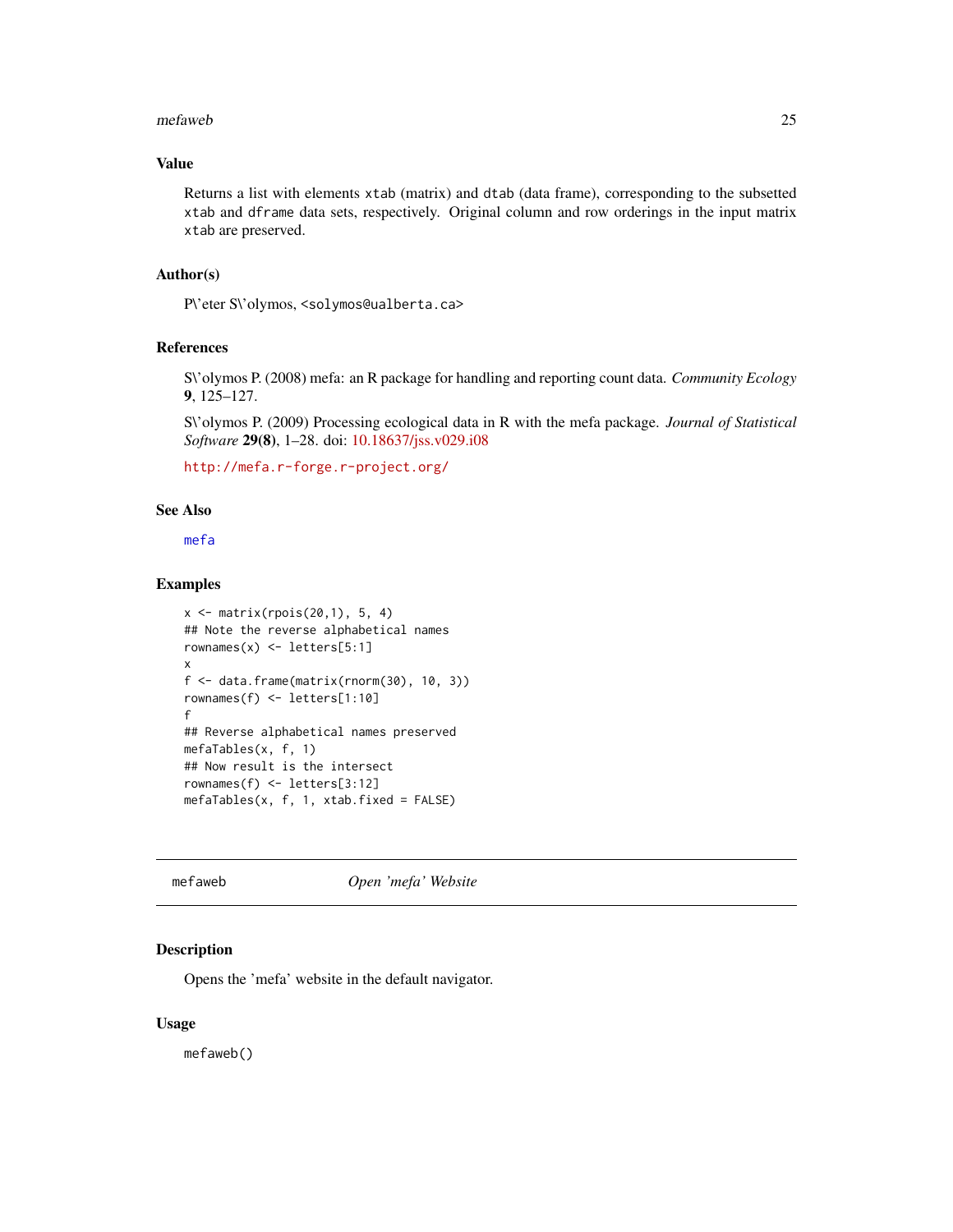## Value

Returns a list with elements xtab (matrix) and dtab (data frame), corresponding to the subsetted xtab and dframe data sets, respectively. Original column and row orderings in the input matrix xtab are preserved.

## Author(s)

P\'eter S\'olymos, <solymos@ualberta.ca>

## References

S\'olymos P. (2008) mefa: an R package for handling and reporting count data. *Community Ecology* **9**, 125–127.

S\'olymos P. (2009) Processing ecological data in R with the mefa package. *Journal of Statistical Software* **29(8)**, 1–28. doi: 10.18637/jss.v029.i08

http://mefa.r-forge.r-project.org/

## See Also

mefa

## Examples

```
x <- matrix(rpois(20,1), 5, 4)
## Note the reverse alphabetical names
rownames(x) <- letters[5:1]
x
f <- data.frame(matrix(rnorm(30), 10, 3))
rownames(f) <- letters[1:10]
f
## Reverse alphabetical names preserved
mefaTables(x, f, 1)
## Now result is the intersect
rownames(f) <- letters[3:12]
mefaTables(x, f, 1, xtab.fixed = FALSE)
```

---

# mefaweb — *Open 'mefa' Website*

## Description

Opens the 'mefa' website in the default navigator.

## Usage

```
mefaweb()
```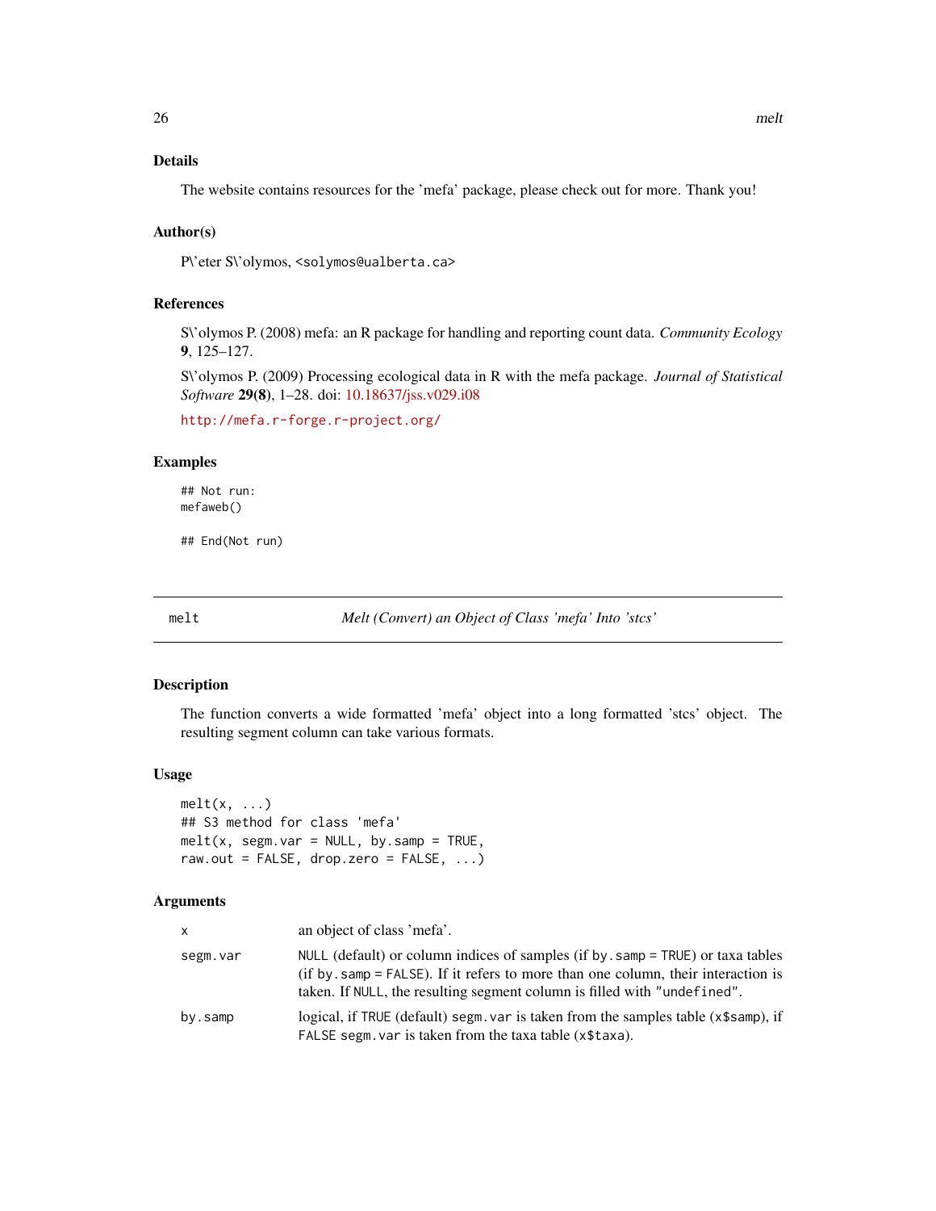### Details

The website contains resources for the 'mefa' package, please check out for more. Thank you!

### Author(s)

P\'eter S\'olymos, <solymos@ualberta.ca>

### References

S\'olymos P. (2008) mefa: an R package for handling and reporting count data. *Community Ecology* **9**, 125–127.

S\'olymos P. (2009) Processing ecological data in R with the mefa package. *Journal of Statistical Software* **29(8)**, 1–28. doi: 10.18637/jss.v029.i08

http://mefa.r-forge.r-project.org/

### Examples

```
## Not run:
mefaweb()

## End(Not run)
```

---

## melt — *Melt (Convert) an Object of Class 'mefa' Into 'stcs'*

### Description

The function converts a wide formatted 'mefa' object into a long formatted 'stcs' object. The resulting segment column can take various formats.

### Usage

```
melt(x, ...)
## S3 method for class 'mefa'
melt(x, segm.var = NULL, by.samp = TRUE,
raw.out = FALSE, drop.zero = FALSE, ...)
```

### Arguments

| | |
|---|---|
| x | an object of class 'mefa'. |
| segm.var | NULL (default) or column indices of samples (if by.samp = TRUE) or taxa tables (if by.samp = FALSE). If it refers to more than one column, their interaction is taken. If NULL, the resulting segment column is filled with "undefined". |
| by.samp | logical, if TRUE (default) segm.var is taken from the samples table (x$samp), if FALSE segm.var is taken from the taxa table (x$taxa). |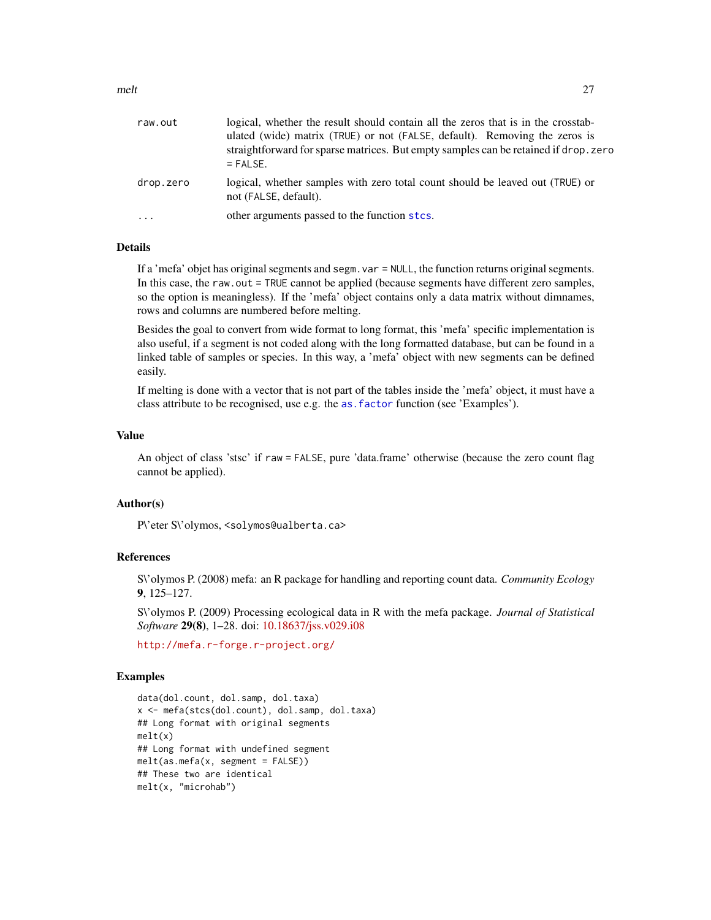| | |
|---|---|
| `raw.out` | logical, whether the result should contain all the zeros that is in the crosstabulated (wide) matrix (`TRUE`) or not (`FALSE`, default). Removing the zeros is straightforward for sparse matrices. But empty samples can be retained if `drop.zero = FALSE`. |
| `drop.zero` | logical, whether samples with zero total count should be leaved out (`TRUE`) or not (`FALSE`, default). |
| `...` | other arguments passed to the function `stcs`. |

## Details

If a 'mefa' objet has original segments and `segm.var = NULL`, the function returns original segments. In this case, the `raw.out = TRUE` cannot be applied (because segments have different zero samples, so the option is meaningless). If the 'mefa' object contains only a data matrix without dimnames, rows and columns are numbered before melting.

Besides the goal to convert from wide format to long format, this 'mefa' specific implementation is also useful, if a segment is not coded along with the long formatted database, but can be found in a linked table of samples or species. In this way, a 'mefa' object with new segments can be defined easily.

If melting is done with a vector that is not part of the tables inside the 'mefa' object, it must have a class attribute to be recognised, use e.g. the `as.factor` function (see 'Examples').

## Value

An object of class 'stsc' if `raw = FALSE`, pure 'data.frame' otherwise (because the zero count flag cannot be applied).

## Author(s)

P\'eter S\'olymos, <solymos@ualberta.ca>

## References

S\'olymos P. (2008) mefa: an R package for handling and reporting count data. *Community Ecology* **9**, 125–127.

S\'olymos P. (2009) Processing ecological data in R with the mefa package. *Journal of Statistical Software* **29(8)**, 1–28. doi: 10.18637/jss.v029.i08

http://mefa.r-forge.r-project.org/

## Examples

```
data(dol.count, dol.samp, dol.taxa)
x <- mefa(stcs(dol.count), dol.samp, dol.taxa)
## Long format with original segments
melt(x)
## Long format with undefined segment
melt(as.mefa(x, segment = FALSE))
## These two are identical
melt(x, "microhab")
```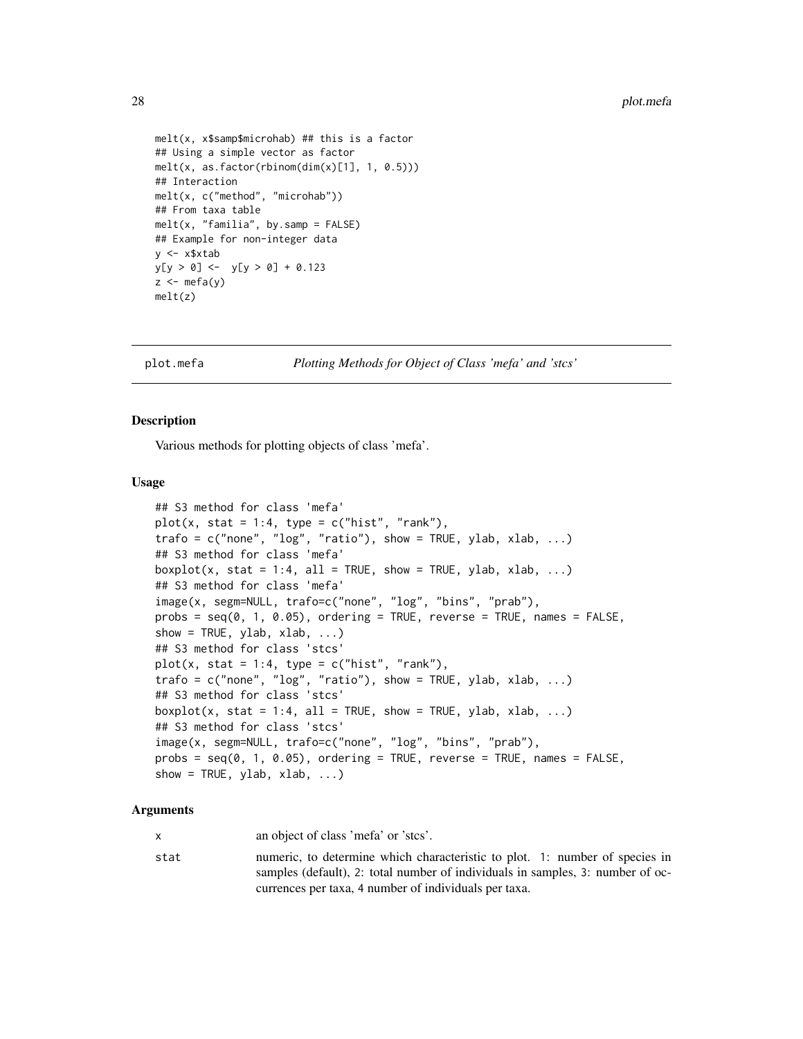```
melt(x, x$samp$microhab) ## this is a factor
## Using a simple vector as factor
melt(x, as.factor(rbinom(dim(x)[1], 1, 0.5)))
## Interaction
melt(x, c("method", "microhab"))
## From taxa table
melt(x, "familia", by.samp = FALSE)
## Example for non-integer data
y <- x$xtab
y[y > 0] <-  y[y > 0] + 0.123
z <- mefa(y)
melt(z)
```

---

plot.mefa *Plotting Methods for Object of Class 'mefa' and 'stcs'*

---

### Description

Various methods for plotting objects of class 'mefa'.

### Usage

```
## S3 method for class 'mefa'
plot(x, stat = 1:4, type = c("hist", "rank"),
trafo = c("none", "log", "ratio"), show = TRUE, ylab, xlab, ...)
## S3 method for class 'mefa'
boxplot(x, stat = 1:4, all = TRUE, show = TRUE, ylab, xlab, ...)
## S3 method for class 'mefa'
image(x, segm=NULL, trafo=c("none", "log", "bins", "prab"),
probs = seq(0, 1, 0.05), ordering = TRUE, reverse = TRUE, names = FALSE,
show = TRUE, ylab, xlab, ...)
## S3 method for class 'stcs'
plot(x, stat = 1:4, type = c("hist", "rank"),
trafo = c("none", "log", "ratio"), show = TRUE, ylab, xlab, ...)
## S3 method for class 'stcs'
boxplot(x, stat = 1:4, all = TRUE, show = TRUE, ylab, xlab, ...)
## S3 method for class 'stcs'
image(x, segm=NULL, trafo=c("none", "log", "bins", "prab"),
probs = seq(0, 1, 0.05), ordering = TRUE, reverse = TRUE, names = FALSE,
show = TRUE, ylab, xlab, ...)
```

### Arguments

| | |
|---|---|
| x | an object of class 'mefa' or 'stcs'. |
| stat | numeric, to determine which characteristic to plot. 1: number of species in samples (default), 2: total number of individuals in samples, 3: number of occurrences per taxa, 4 number of individuals per taxa. |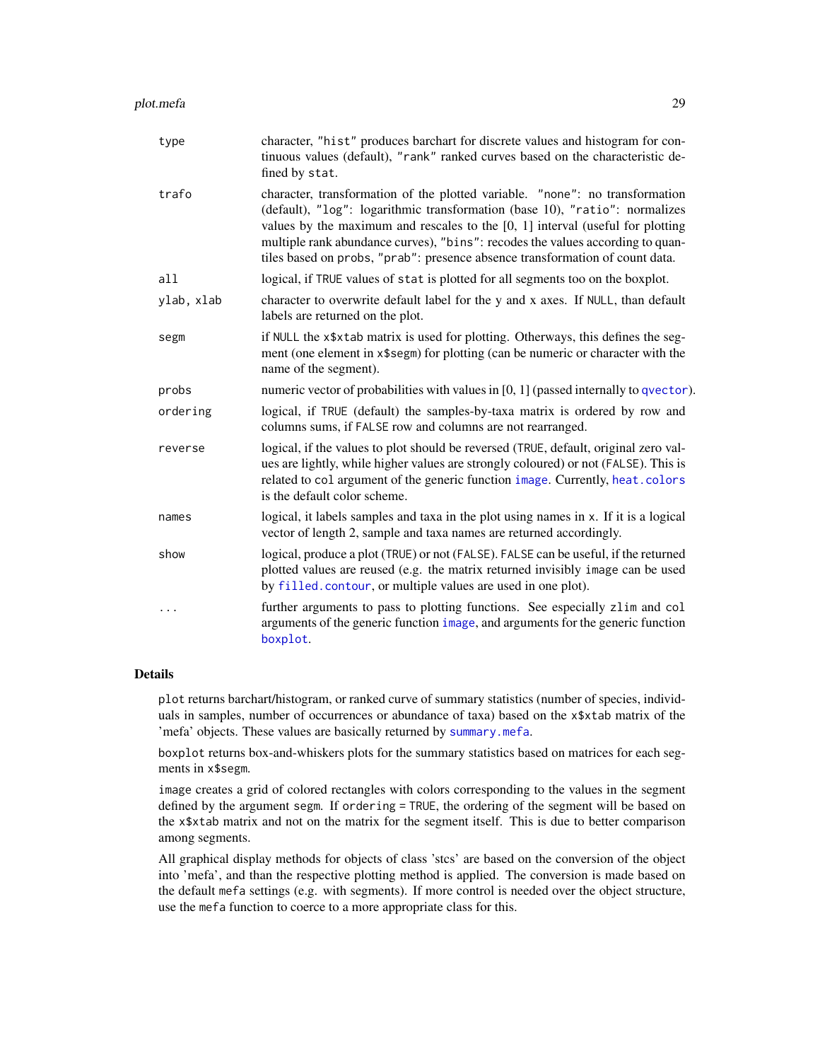| | |
|---|---|
| type | character, "hist" produces barchart for discrete values and histogram for continuous values (default), "rank" ranked curves based on the characteristic defined by stat. |
| trafo | character, transformation of the plotted variable. "none": no transformation (default), "log": logarithmic transformation (base 10), "ratio": normalizes values by the maximum and rescales to the [0, 1] interval (useful for plotting multiple rank abundance curves), "bins": recodes the values according to quantiles based on probs, "prab": presence absence transformation of count data. |
| all | logical, if TRUE values of stat is plotted for all segments too on the boxplot. |
| ylab, xlab | character to overwrite default label for the y and x axes. If NULL, than default labels are returned on the plot. |
| segm | if NULL the x$xtab matrix is used for plotting. Otherways, this defines the segment (one element in x$segm) for plotting (can be numeric or character with the name of the segment). |
| probs | numeric vector of probabilities with values in [0, 1] (passed internally to qvector). |
| ordering | logical, if TRUE (default) the samples-by-taxa matrix is ordered by row and columns sums, if FALSE row and columns are not rearranged. |
| reverse | logical, if the values to plot should be reversed (TRUE, default, original zero values are lightly, while higher values are strongly coloured) or not (FALSE). This is related to col argument of the generic function image. Currently, heat.colors is the default color scheme. |
| names | logical, it labels samples and taxa in the plot using names in x. If it is a logical vector of length 2, sample and taxa names are returned accordingly. |
| show | logical, produce a plot (TRUE) or not (FALSE). FALSE can be useful, if the returned plotted values are reused (e.g. the matrix returned invisibly image can be used by filled.contour, or multiple values are used in one plot). |
| ... | further arguments to pass to plotting functions. See especially zlim and col arguments of the generic function image, and arguments for the generic function boxplot. |

## Details

plot returns barchart/histogram, or ranked curve of summary statistics (number of species, individuals in samples, number of occurrences or abundance of taxa) based on the x$xtab matrix of the 'mefa' objects. These values are basically returned by summary.mefa.

boxplot returns box-and-whiskers plots for the summary statistics based on matrices for each segments in x$segm.

image creates a grid of colored rectangles with colors corresponding to the values in the segment defined by the argument segm. If ordering = TRUE, the ordering of the segment will be based on the x$xtab matrix and not on the matrix for the segment itself. This is due to better comparison among segments.

All graphical display methods for objects of class 'stcs' are based on the conversion of the object into 'mefa', and than the respective plotting method is applied. The conversion is made based on the default mefa settings (e.g. with segments). If more control is needed over the object structure, use the mefa function to coerce to a more appropriate class for this.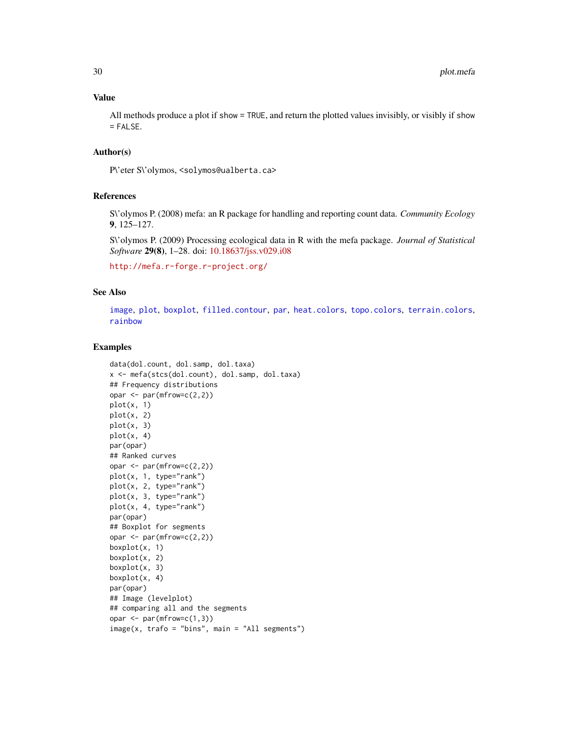### Value

All methods produce a plot if `show = TRUE`, and return the plotted values invisibly, or visibly if `show = FALSE`.

### Author(s)

P\'eter S\'olymos, <solymos@ualberta.ca>

### References

S\'olymos P. (2008) mefa: an R package for handling and reporting count data. *Community Ecology* **9**, 125–127.

S\'olymos P. (2009) Processing ecological data in R with the mefa package. *Journal of Statistical Software* **29(8)**, 1–28. doi: 10.18637/jss.v029.i08

http://mefa.r-forge.r-project.org/

### See Also

`image`, `plot`, `boxplot`, `filled.contour`, `par`, `heat.colors`, `topo.colors`, `terrain.colors`, `rainbow`

### Examples

```
data(dol.count, dol.samp, dol.taxa)
x <- mefa(stcs(dol.count), dol.samp, dol.taxa)
## Frequency distributions
opar <- par(mfrow=c(2,2))
plot(x, 1)
plot(x, 2)
plot(x, 3)
plot(x, 4)
par(opar)
## Ranked curves
opar <- par(mfrow=c(2,2))
plot(x, 1, type="rank")
plot(x, 2, type="rank")
plot(x, 3, type="rank")
plot(x, 4, type="rank")
par(opar)
## Boxplot for segments
opar <- par(mfrow=c(2,2))
boxplot(x, 1)
boxplot(x, 2)
boxplot(x, 3)
boxplot(x, 4)
par(opar)
## Image (levelplot)
## comparing all and the segments
opar <- par(mfrow=c(1,3))
image(x, trafo = "bins", main = "All segments")
```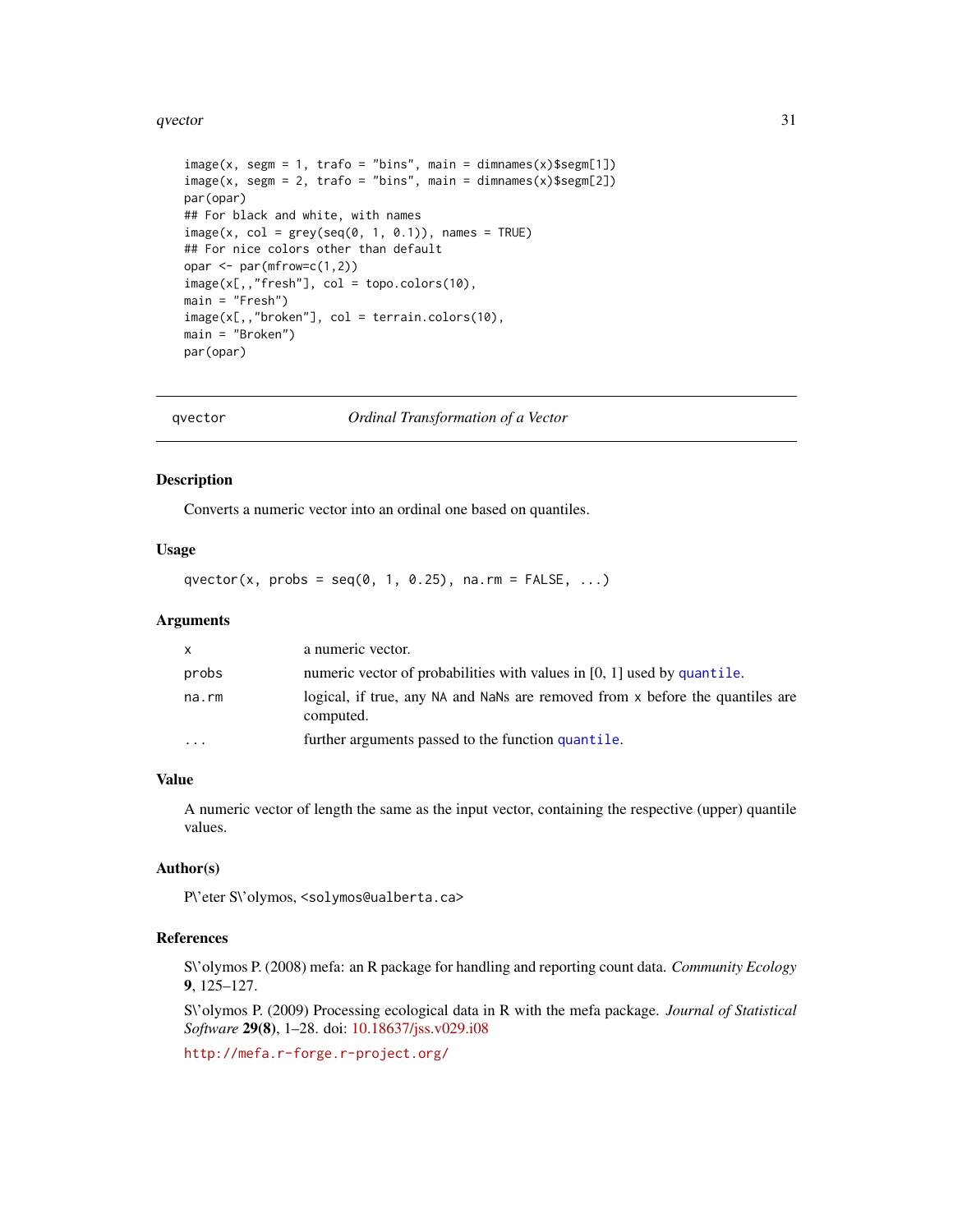```
image(x, segm = 1, trafo = "bins", main = dimnames(x)$segm[1])
image(x, segm = 2, trafo = "bins", main = dimnames(x)$segm[2])
par(opar)
## For black and white, with names
image(x, col = grey(seq(0, 1, 0.1)), names = TRUE)
## For nice colors other than default
opar <- par(mfrow=c(1,2))
image(x[,,"fresh"], col = topo.colors(10),
main = "Fresh")
image(x[,,"broken"], col = terrain.colors(10),
main = "Broken")
par(opar)
```

---

qvector *Ordinal Transformation of a Vector*

---

### Description

Converts a numeric vector into an ordinal one based on quantiles.

### Usage

```
qvector(x, probs = seq(0, 1, 0.25), na.rm = FALSE, ...)
```

### Arguments

| | |
|---|---|
| x | a numeric vector. |
| probs | numeric vector of probabilities with values in [0, 1] used by `quantile`. |
| na.rm | logical, if true, any NA and NaNs are removed from x before the quantiles are computed. |
| ... | further arguments passed to the function `quantile`. |

### Value

A numeric vector of length the same as the input vector, containing the respective (upper) quantile values.

### Author(s)

P\'eter S\'olymos, <solymos@ualberta.ca>

### References

S\'olymos P. (2008) mefa: an R package for handling and reporting count data. *Community Ecology* **9**, 125–127.

S\'olymos P. (2009) Processing ecological data in R with the mefa package. *Journal of Statistical Software* **29(8)**, 1–28. doi: 10.18637/jss.v029.i08

http://mefa.r-forge.r-project.org/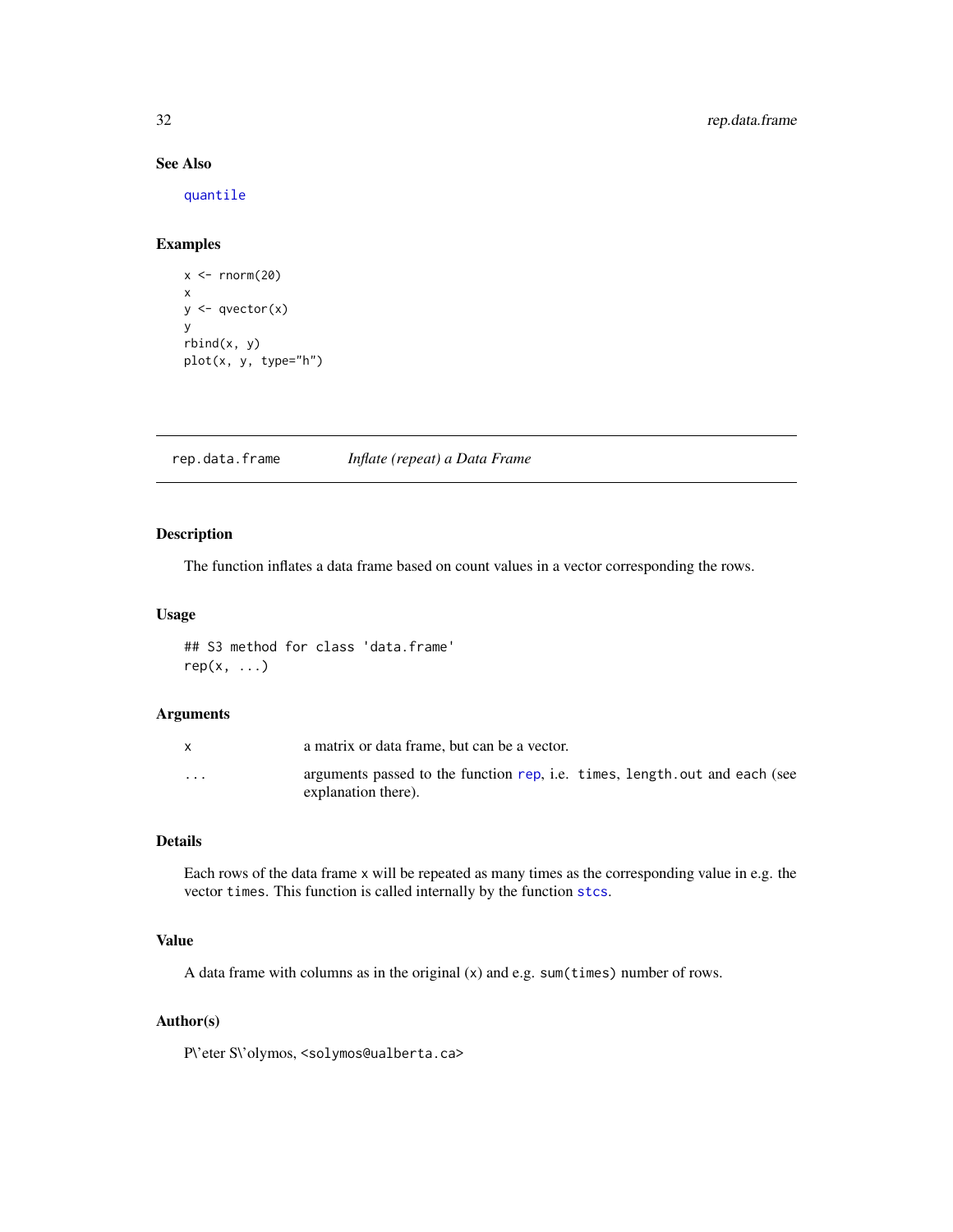### See Also

quantile

### Examples

```
x <- rnorm(20)
x
y <- qvector(x)
y
rbind(x, y)
plot(x, y, type="h")
```

---

## rep.data.frame — *Inflate (repeat) a Data Frame*

---

### Description

The function inflates a data frame based on count values in a vector corresponding the rows.

### Usage

```
## S3 method for class 'data.frame'
rep(x, ...)
```

### Arguments

| | |
|---|---|
| `x` | a matrix or data frame, but can be a vector. |
| `...` | arguments passed to the function `rep`, i.e. `times`, `length.out` and `each` (see explanation there). |

### Details

Each rows of the data frame `x` will be repeated as many times as the corresponding value in e.g. the vector `times`. This function is called internally by the function `stcs`.

### Value

A data frame with columns as in the original (`x`) and e.g. `sum(times)` number of rows.

### Author(s)

P\'eter S\'olymos, <solymos@ualberta.ca>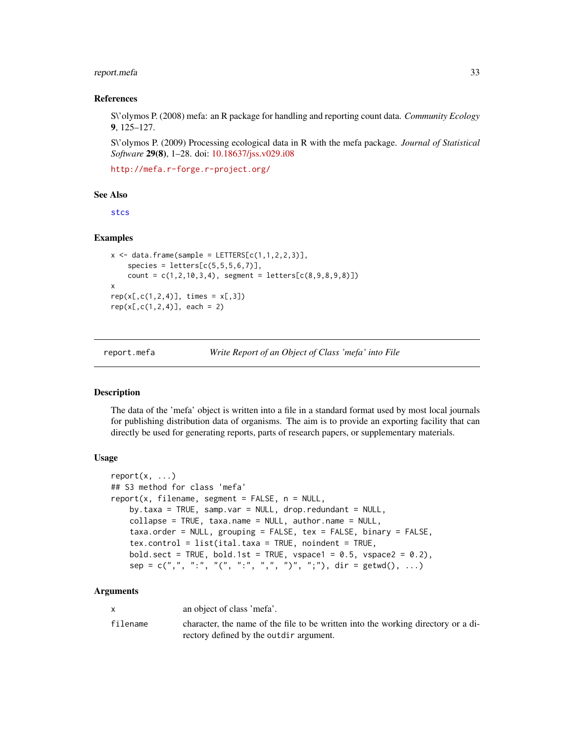### References

S\'olymos P. (2008) mefa: an R package for handling and reporting count data. *Community Ecology* **9**, 125–127.

S\'olymos P. (2009) Processing ecological data in R with the mefa package. *Journal of Statistical Software* **29(8)**, 1–28. doi: 10.18637/jss.v029.i08

http://mefa.r-forge.r-project.org/

### See Also

stcs

### Examples

```
x <- data.frame(sample = LETTERS[c(1,1,2,2,3)],
    species = letters[c(5,5,5,6,7)],
    count = c(1,2,10,3,4), segment = letters[c(8,9,8,9,8)])
x
rep(x[,c(1,2,4)], times = x[,3])
rep(x[,c(1,2,4)], each = 2)
```

---

## report.mefa — *Write Report of an Object of Class 'mefa' into File*

### Description

The data of the 'mefa' object is written into a file in a standard format used by most local journals for publishing distribution data of organisms. The aim is to provide an exporting facility that can directly be used for generating reports, parts of research papers, or supplementary materials.

### Usage

```
report(x, ...)
## S3 method for class 'mefa'
report(x, filename, segment = FALSE, n = NULL,
    by.taxa = TRUE, samp.var = NULL, drop.redundant = NULL,
    collapse = TRUE, taxa.name = NULL, author.name = NULL,
    taxa.order = NULL, grouping = FALSE, tex = FALSE, binary = FALSE,
    tex.control = list(ital.taxa = TRUE, noindent = TRUE,
    bold.sect = TRUE, bold.1st = TRUE, vspace1 = 0.5, vspace2 = 0.2),
    sep = c(",", ":", "(", ":", ",", ")", ";"), dir = getwd(), ...)
```

### Arguments

| | |
|---|---|
| x | an object of class 'mefa'. |
| filename | character, the name of the file to be written into the working directory or a directory defined by the outdir argument. |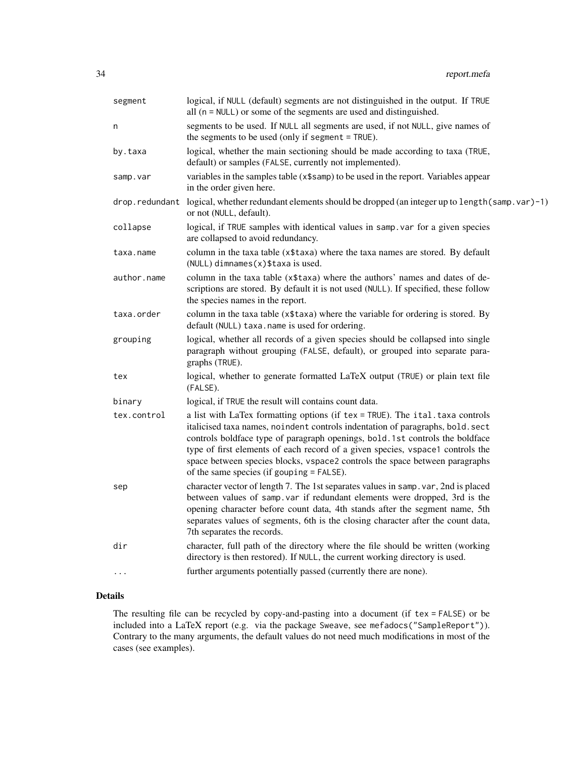| | |
|---|---|
| segment | logical, if NULL (default) segments are not distinguished in the output. If TRUE all (n = NULL) or some of the segments are used and distinguished. |
| n | segments to be used. If NULL all segments are used, if not NULL, give names of the segments to be used (only if segment = TRUE). |
| by.taxa | logical, whether the main sectioning should be made according to taxa (TRUE, default) or samples (FALSE, currently not implemented). |
| samp.var | variables in the samples table (x$samp) to be used in the report. Variables appear in the order given here. |
| drop.redundant | logical, whether redundant elements should be dropped (an integer up to length(samp.var)-1) or not (NULL, default). |
| collapse | logical, if TRUE samples with identical values in samp.var for a given species are collapsed to avoid redundancy. |
| taxa.name | column in the taxa table (x$taxa) where the taxa names are stored. By default (NULL) dimnames(x)$taxa is used. |
| author.name | column in the taxa table (x$taxa) where the authors' names and dates of descriptions are stored. By default it is not used (NULL). If specified, these follow the species names in the report. |
| taxa.order | column in the taxa table (x$taxa) where the variable for ordering is stored. By default (NULL) taxa.name is used for ordering. |
| grouping | logical, whether all records of a given species should be collapsed into single paragraph without grouping (FALSE, default), or grouped into separate paragraphs (TRUE). |
| tex | logical, whether to generate formatted LaTeX output (TRUE) or plain text file (FALSE). |
| binary | logical, if TRUE the result will contains count data. |
| tex.control | a list with LaTex formatting options (if tex = TRUE). The ital.taxa controls italicised taxa names, noindent controls indentation of paragraphs, bold.sect controls boldface type of paragraph openings, bold.1st controls the boldface type of first elements of each record of a given species, vspace1 controls the space between species blocks, vspace2 controls the space between paragraphs of the same species (if gouping = FALSE). |
| sep | character vector of length 7. The 1st separates values in samp.var, 2nd is placed between values of samp.var if redundant elements were dropped, 3rd is the opening character before count data, 4th stands after the segment name, 5th separates values of segments, 6th is the closing character after the count data, 7th separates the records. |
| dir | character, full path of the directory where the file should be written (working directory is then restored). If NULL, the current working directory is used. |
| ... | further arguments potentially passed (currently there are none). |

## Details

The resulting file can be recycled by copy-and-pasting into a document (if tex = FALSE) or be included into a LaTeX report (e.g. via the package Sweave, see mefadocs("SampleReport")). Contrary to the many arguments, the default values do not need much modifications in most of the cases (see examples).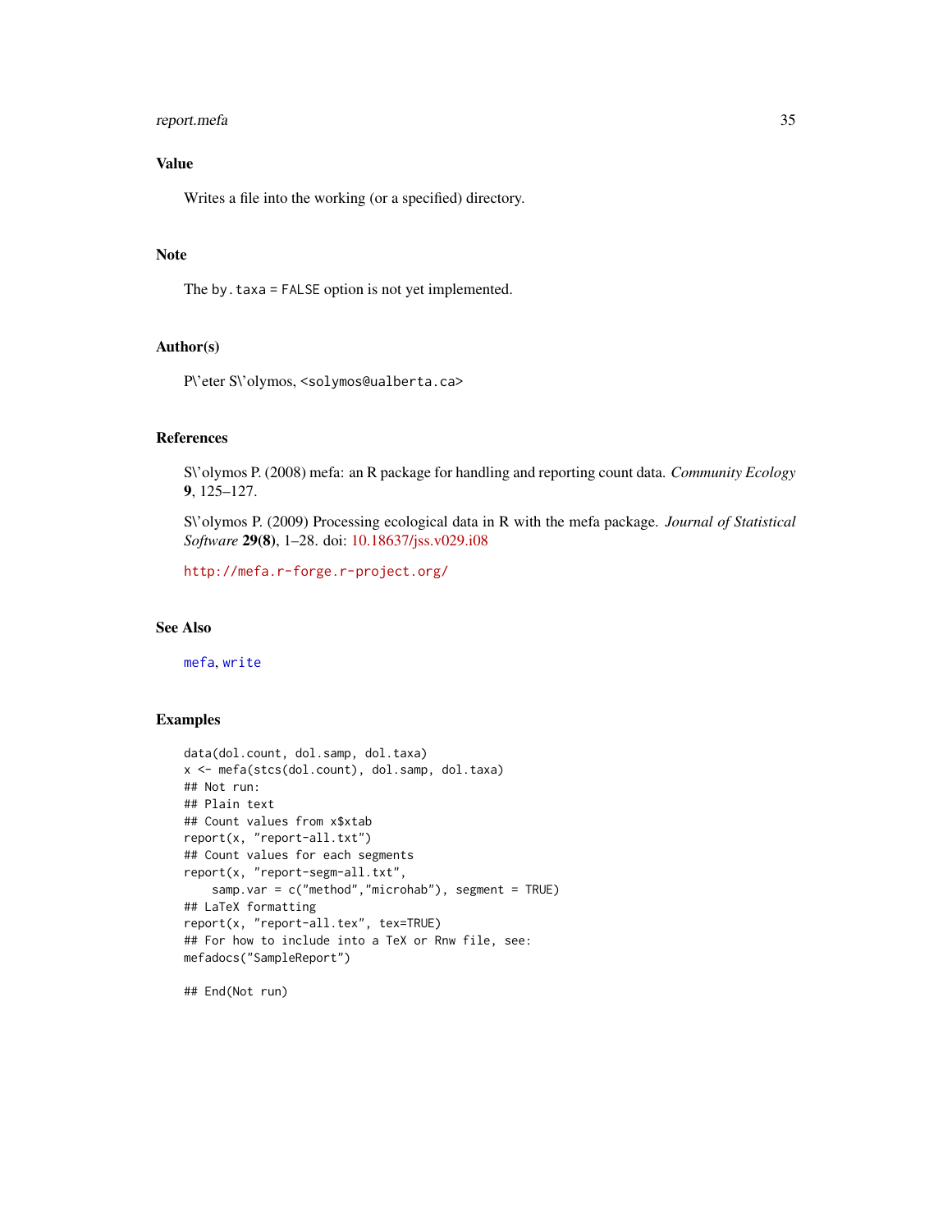## Value

Writes a file into the working (or a specified) directory.

## Note

The `by.taxa = FALSE` option is not yet implemented.

## Author(s)

P\'eter S\'olymos, <solymos@ualberta.ca>

## References

S\'olymos P. (2008) mefa: an R package for handling and reporting count data. *Community Ecology* **9**, 125–127.

S\'olymos P. (2009) Processing ecological data in R with the mefa package. *Journal of Statistical Software* **29(8)**, 1–28. doi: 10.18637/jss.v029.i08

http://mefa.r-forge.r-project.org/

## See Also

`mefa`, `write`

## Examples

```
data(dol.count, dol.samp, dol.taxa)
x <- mefa(stcs(dol.count), dol.samp, dol.taxa)
## Not run:
## Plain text
## Count values from x$xtab
report(x, "report-all.txt")
## Count values for each segments
report(x, "report-segm-all.txt",
    samp.var = c("method","microhab"), segment = TRUE)
## LaTeX formatting
report(x, "report-all.tex", tex=TRUE)
## For how to include into a TeX or Rnw file, see:
mefadocs("SampleReport")

## End(Not run)
```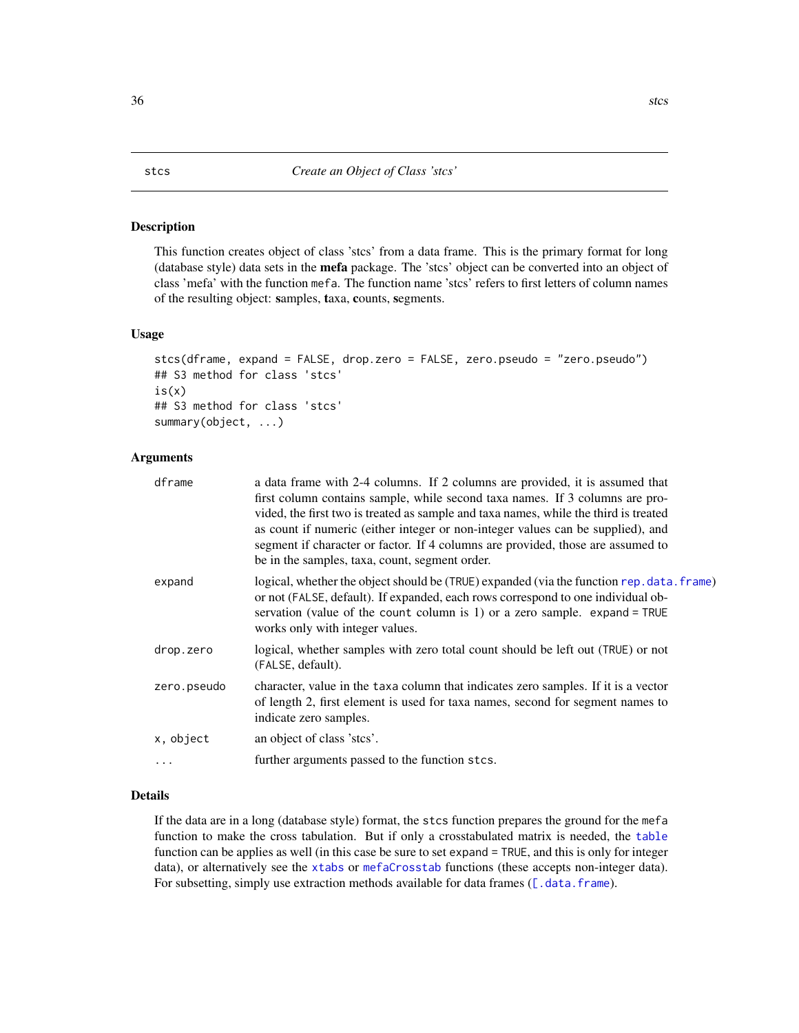# stcs — *Create an Object of Class 'stcs'*

## Description

This function creates object of class 'stcs' from a data frame. This is the primary format for long (database style) data sets in the **mefa** package. The 'stcs' object can be converted into an object of class 'mefa' with the function `mefa`. The function name 'stcs' refers to first letters of column names of the resulting object: **s**amples, **t**axa, **c**ounts, **s**egments.

## Usage

```
stcs(dframe, expand = FALSE, drop.zero = FALSE, zero.pseudo = "zero.pseudo")
## S3 method for class 'stcs'
is(x)
## S3 method for class 'stcs'
summary(object, ...)
```

## Arguments

| | |
|---|---|
| `dframe` | a data frame with 2-4 columns. If 2 columns are provided, it is assumed that first column contains sample, while second taxa names. If 3 columns are provided, the first two is treated as sample and taxa names, while the third is treated as count if numeric (either integer or non-integer values can be supplied), and segment if character or factor. If 4 columns are provided, those are assumed to be in the samples, taxa, count, segment order. |
| `expand` | logical, whether the object should be (`TRUE`) expanded (via the function `rep.data.frame`) or not (`FALSE`, default). If expanded, each rows correspond to one individual observation (value of the `count` column is 1) or a zero sample. `expand = TRUE` works only with integer values. |
| `drop.zero` | logical, whether samples with zero total count should be left out (`TRUE`) or not (`FALSE`, default). |
| `zero.pseudo` | character, value in the `taxa` column that indicates zero samples. If it is a vector of length 2, first element is used for taxa names, second for segment names to indicate zero samples. |
| `x, object` | an object of class 'stcs'. |
| `...` | further arguments passed to the function `stcs`. |

## Details

If the data are in a long (database style) format, the `stcs` function prepares the ground for the `mefa` function to make the cross tabulation. But if only a crosstabulated matrix is needed, the `table` function can be applies as well (in this case be sure to set `expand = TRUE`, and this is only for integer data), or alternatively see the `xtabs` or `mefaCrosstab` functions (these accepts non-integer data). For subsetting, simply use extraction methods available for data frames (`[.data.frame`).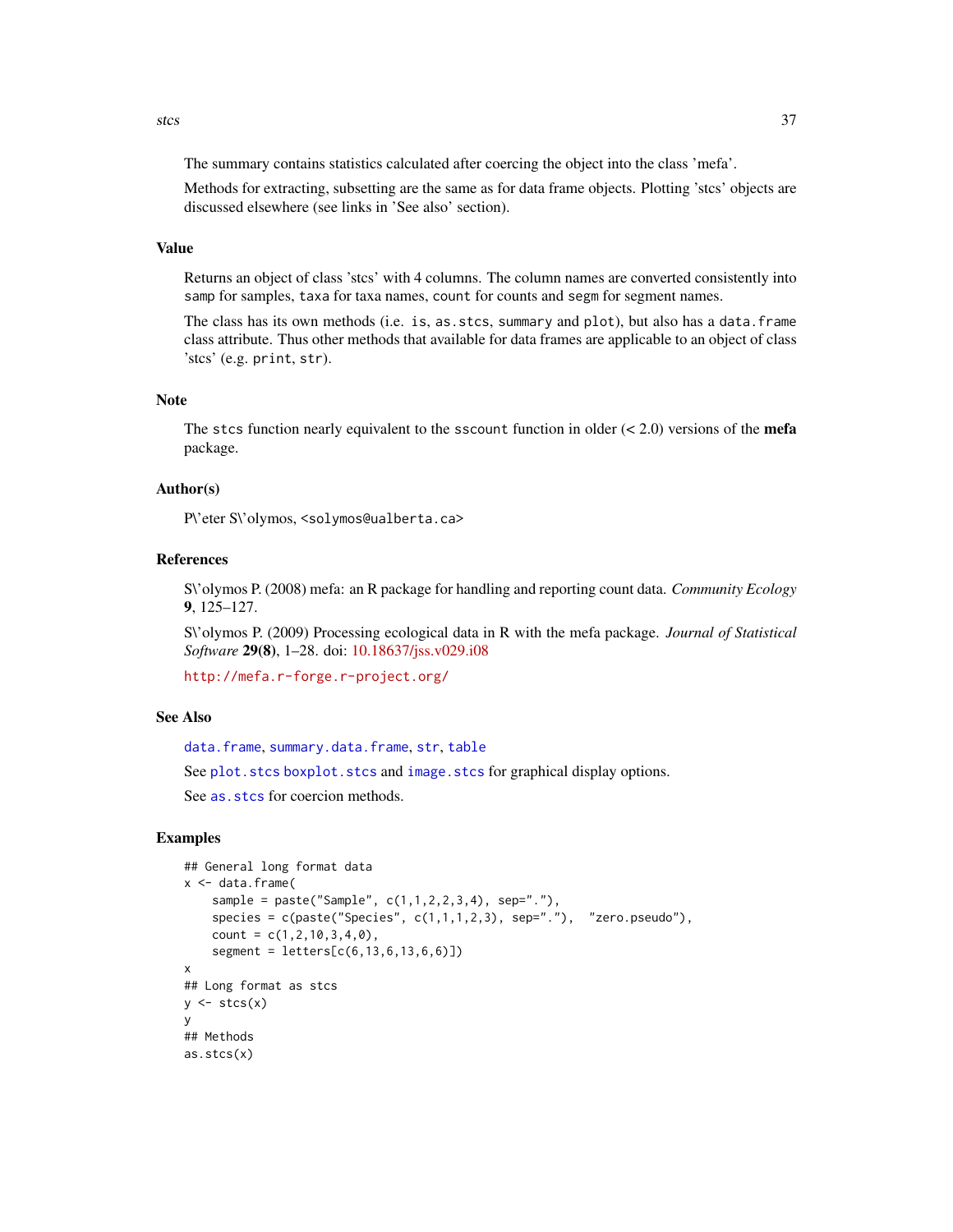The summary contains statistics calculated after coercing the object into the class 'mefa'.

Methods for extracting, subsetting are the same as for data frame objects. Plotting 'stcs' objects are discussed elsewhere (see links in 'See also' section).

## Value

Returns an object of class 'stcs' with 4 columns. The column names are converted consistently into `samp` for samples, `taxa` for taxa names, `count` for counts and `segm` for segment names.

The class has its own methods (i.e. `is`, `as.stcs`, `summary` and `plot`), but also has a `data.frame` class attribute. Thus other methods that available for data frames are applicable to an object of class 'stcs' (e.g. `print`, `str`).

## Note

The `stcs` function nearly equivalent to the `sscount` function in older (< 2.0) versions of the **mefa** package.

## Author(s)

P\'eter S\'olymos, <solymos@ualberta.ca>

## References

S\'olymos P. (2008) mefa: an R package for handling and reporting count data. *Community Ecology* **9**, 125–127.

S\'olymos P. (2009) Processing ecological data in R with the mefa package. *Journal of Statistical Software* **29(8)**, 1–28. doi: 10.18637/jss.v029.i08

http://mefa.r-forge.r-project.org/

## See Also

`data.frame`, `summary.data.frame`, `str`, `table`

See `plot.stcs` `boxplot.stcs` and `image.stcs` for graphical display options.

See `as.stcs` for coercion methods.

## Examples

```
## General long format data
x <- data.frame(
    sample = paste("Sample", c(1,1,2,2,3,4), sep="."),
    species = c(paste("Species", c(1,1,1,2,3), sep="."),  "zero.pseudo"),
    count = c(1,2,10,3,4,0),
    segment = letters[c(6,13,6,13,6,6)])
x
## Long format as stcs
y <- stcs(x)
y
## Methods
as.stcs(x)
```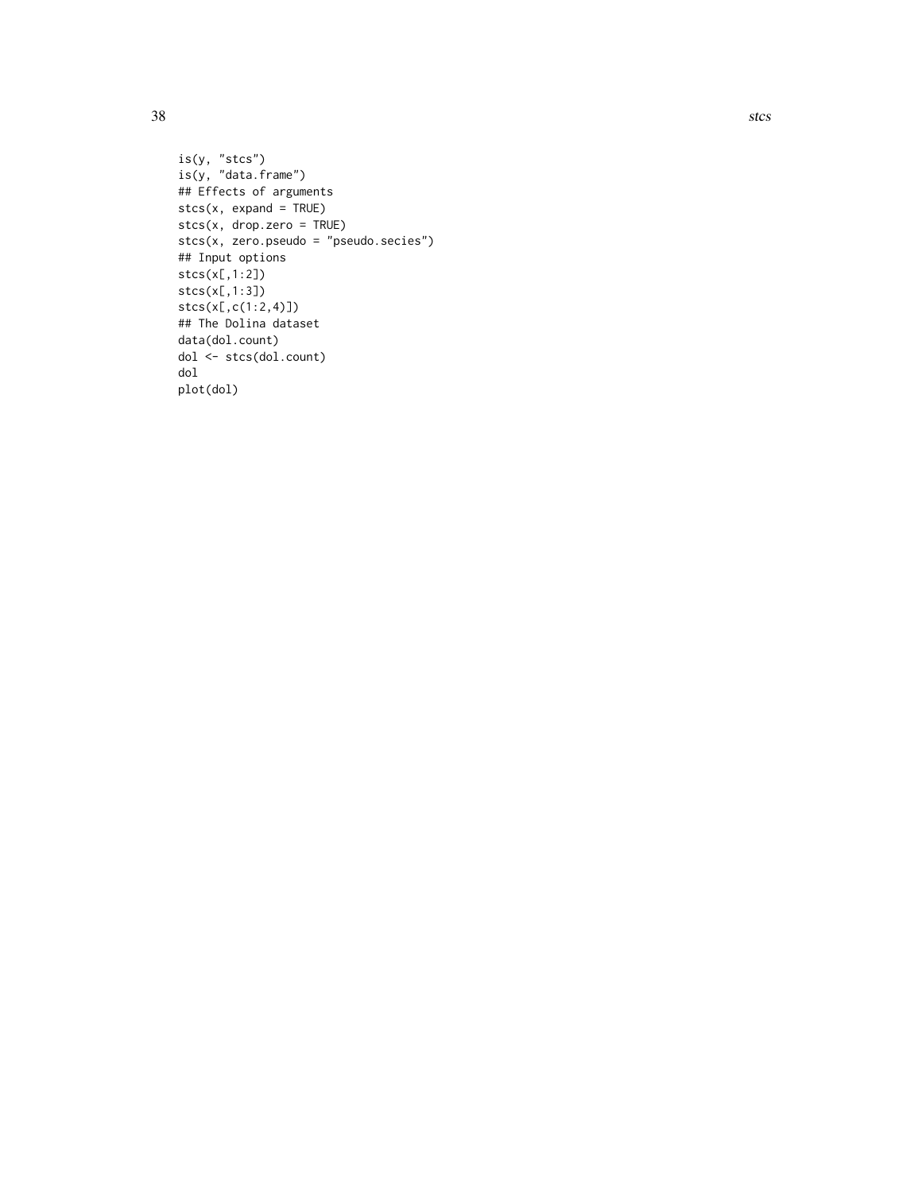```
is(y, "stcs")
is(y, "data.frame")
## Effects of arguments
stcs(x, expand = TRUE)
stcs(x, drop.zero = TRUE)
stcs(x, zero.pseudo = "pseudo.secies")
## Input options
stcs(x[,1:2])
stcs(x[,1:3])
stcs(x[,c(1:2,4)])
## The Dolina dataset
data(dol.count)
dol <- stcs(dol.count)
dol
plot(dol)
```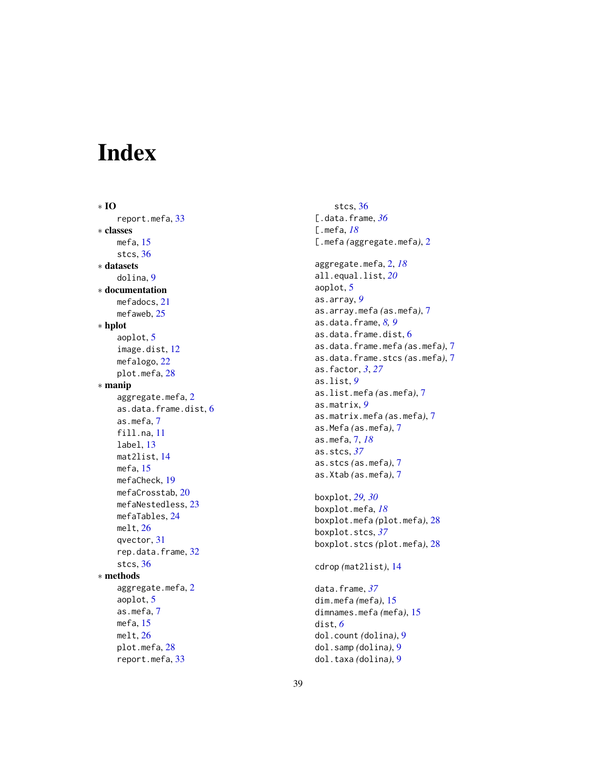# Index

∗ **IO**
  report.mefa, 33
∗ **classes**
  mefa, 15
  stcs, 36
∗ **datasets**
  dolina, 9
∗ **documentation**
  mefadocs, 21
  mefaweb, 25
∗ **hplot**
  aoplot, 5
  image.dist, 12
  mefalogo, 22
  plot.mefa, 28
∗ **manip**
  aggregate.mefa, 2
  as.data.frame.dist, 6
  as.mefa, 7
  fill.na, 11
  label, 13
  mat2list, 14
  mefa, 15
  mefaCheck, 19
  mefaCrosstab, 20
  mefaNestedless, 23
  mefaTables, 24
  melt, 26
  qvector, 31
  rep.data.frame, 32
  stcs, 36
∗ **methods**
  aggregate.mefa, 2
  aoplot, 5
  as.mefa, 7
  mefa, 15
  melt, 26
  plot.mefa, 28
  report.mefa, 33
  stcs, 36

[.data.frame, *36*
[.mefa, *18*
[.mefa *(aggregate.mefa)*, 2

aggregate.mefa, 2, *18*
all.equal.list, *20*
aoplot, 5
as.array, *9*
as.array.mefa *(as.mefa)*, 7
as.data.frame, *8, 9*
as.data.frame.dist, 6
as.data.frame.mefa *(as.mefa)*, 7
as.data.frame.stcs *(as.mefa)*, 7
as.factor, *3*, *27*
as.list, *9*
as.list.mefa *(as.mefa)*, 7
as.matrix, *9*
as.matrix.mefa *(as.mefa)*, 7
as.Mefa *(as.mefa)*, 7
as.mefa, 7, *18*
as.stcs, *37*
as.stcs *(as.mefa)*, 7
as.Xtab *(as.mefa)*, 7

boxplot, *29, 30*
boxplot.mefa, *18*
boxplot.mefa *(plot.mefa)*, 28
boxplot.stcs, *37*
boxplot.stcs *(plot.mefa)*, 28

cdrop *(mat2list)*, 14

data.frame, *37*
dim.mefa *(mefa)*, 15
dimnames.mefa *(mefa)*, 15
dist, *6*
dol.count *(dolina)*, 9
dol.samp *(dolina)*, 9
dol.taxa *(dolina)*, 9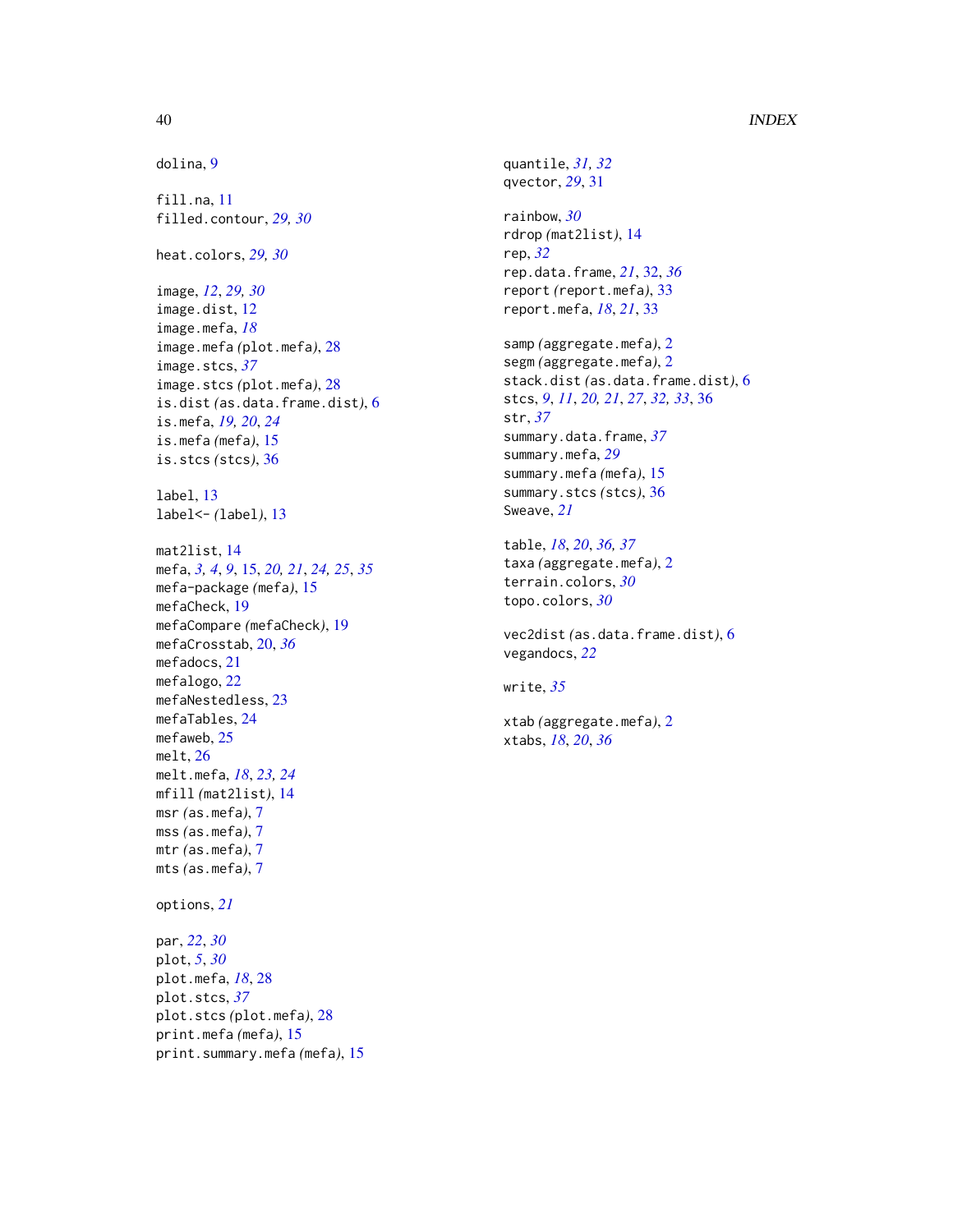dolina, *9*

fill.na, 11
filled.contour, *29, 30*

heat.colors, *29, 30*

image, *12*, *29, 30*
image.dist, 12
image.mefa, *18*
image.mefa (plot.mefa), 28
image.stcs, *37*
image.stcs (plot.mefa), 28
is.dist (as.data.frame.dist), 6
is.mefa, *19, 20*, *24*
is.mefa (mefa), 15
is.stcs (stcs), 36

label, 13
label<- (label), 13

mat2list, 14
mefa, *3, 4*, *9*, 15, *20, 21*, *24, 25*, *35*
mefa-package (mefa), 15
mefaCheck, 19
mefaCompare (mefaCheck), 19
mefaCrosstab, 20, *36*
mefadocs, 21
mefalogo, 22
mefaNestedless, 23
mefaTables, 24
mefaweb, 25
melt, 26
melt.mefa, *18*, *23, 24*
mfill (mat2list), 14
msr (as.mefa), 7
mss (as.mefa), 7
mtr (as.mefa), 7
mts (as.mefa), 7

options, *21*

par, *22*, *30*
plot, *5*, *30*
plot.mefa, *18*, 28
plot.stcs, *37*
plot.stcs (plot.mefa), 28
print.mefa (mefa), 15
print.summary.mefa (mefa), 15

quantile, *31, 32*
qvector, *29*, 31

rainbow, *30*
rdrop (mat2list), 14
rep, *32*
rep.data.frame, *21*, 32, *36*
report (report.mefa), 33
report.mefa, *18*, *21*, 33

samp (aggregate.mefa), 2
segm (aggregate.mefa), 2
stack.dist (as.data.frame.dist), 6
stcs, *9*, *11*, *20, 21*, *27*, *32, 33*, 36
str, *37*
summary.data.frame, *37*
summary.mefa, *29*
summary.mefa (mefa), 15
summary.stcs (stcs), 36
Sweave, *21*

table, *18*, *20*, *36, 37*
taxa (aggregate.mefa), 2
terrain.colors, *30*
topo.colors, *30*

vec2dist (as.data.frame.dist), 6
vegandocs, *22*

write, *35*

xtab (aggregate.mefa), 2
xtabs, *18*, *20*, *36*